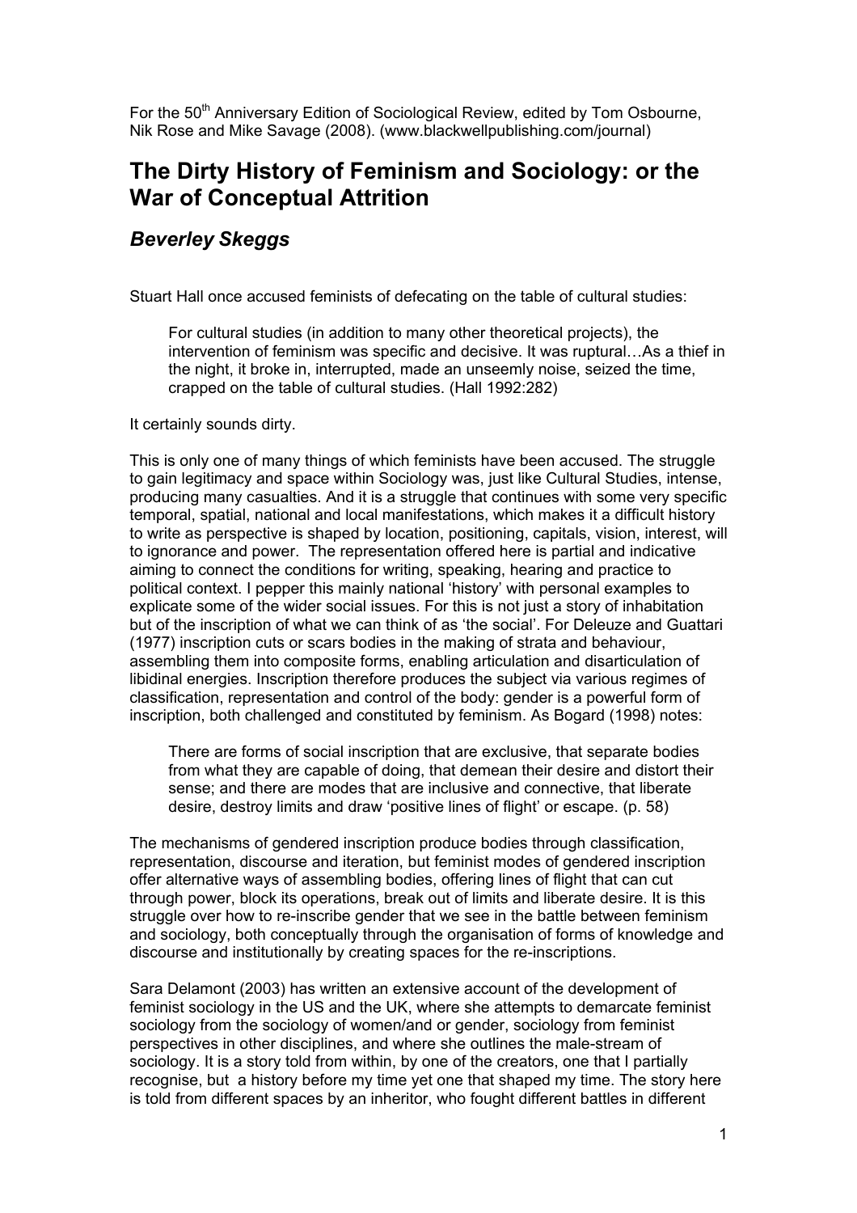For the 50th Anniversary Edition of Sociological Review, edited by Tom Osbourne, Nik Rose and Mike Savage (2008). (www.blackwellpublishing.com/journal)

# The Dirty History of Feminism and Sociology: or the War of Conceptual Attrition

## *Beverley Skeggs*

Stuart Hall once accused feminists of defecating on the table of cultural studies:

> For cultural studies (in addition to many other theoretical projects), the intervention of feminism was specific and decisive. It was ruptural…As a thief in the night, it broke in, interrupted, made an unseemly noise, seized the time, crapped on the table of cultural studies. (Hall 1992:282)

It certainly sounds dirty.

This is only one of many things of which feminists have been accused. The struggle to gain legitimacy and space within Sociology was, just like Cultural Studies, intense, producing many casualties. And it is a struggle that continues with some very specific temporal, spatial, national and local manifestations, which makes it a difficult history to write as perspective is shaped by location, positioning, capitals, vision, interest, will to ignorance and power. The representation offered here is partial and indicative aiming to connect the conditions for writing, speaking, hearing and practice to political context. I pepper this mainly national 'history' with personal examples to explicate some of the wider social issues. For this is not just a story of inhabitation but of the inscription of what we can think of as 'the social'. For Deleuze and Guattari (1977) inscription cuts or scars bodies in the making of strata and behaviour, assembling them into composite forms, enabling articulation and disarticulation of libidinal energies. Inscription therefore produces the subject via various regimes of classification, representation and control of the body: gender is a powerful form of inscription, both challenged and constituted by feminism. As Bogard (1998) notes:

> There are forms of social inscription that are exclusive, that separate bodies from what they are capable of doing, that demean their desire and distort their sense; and there are modes that are inclusive and connective, that liberate desire, destroy limits and draw 'positive lines of flight' or escape. (p. 58)

The mechanisms of gendered inscription produce bodies through classification, representation, discourse and iteration, but feminist modes of gendered inscription offer alternative ways of assembling bodies, offering lines of flight that can cut through power, block its operations, break out of limits and liberate desire. It is this struggle over how to re-inscribe gender that we see in the battle between feminism and sociology, both conceptually through the organisation of forms of knowledge and discourse and institutionally by creating spaces for the re-inscriptions.

Sara Delamont (2003) has written an extensive account of the development of feminist sociology in the US and the UK, where she attempts to demarcate feminist sociology from the sociology of women/and or gender, sociology from feminist perspectives in other disciplines, and where she outlines the male-stream of sociology. It is a story told from within, by one of the creators, one that I partially recognise, but a history before my time yet one that shaped my time. The story here is told from different spaces by an inheritor, who fought different battles in different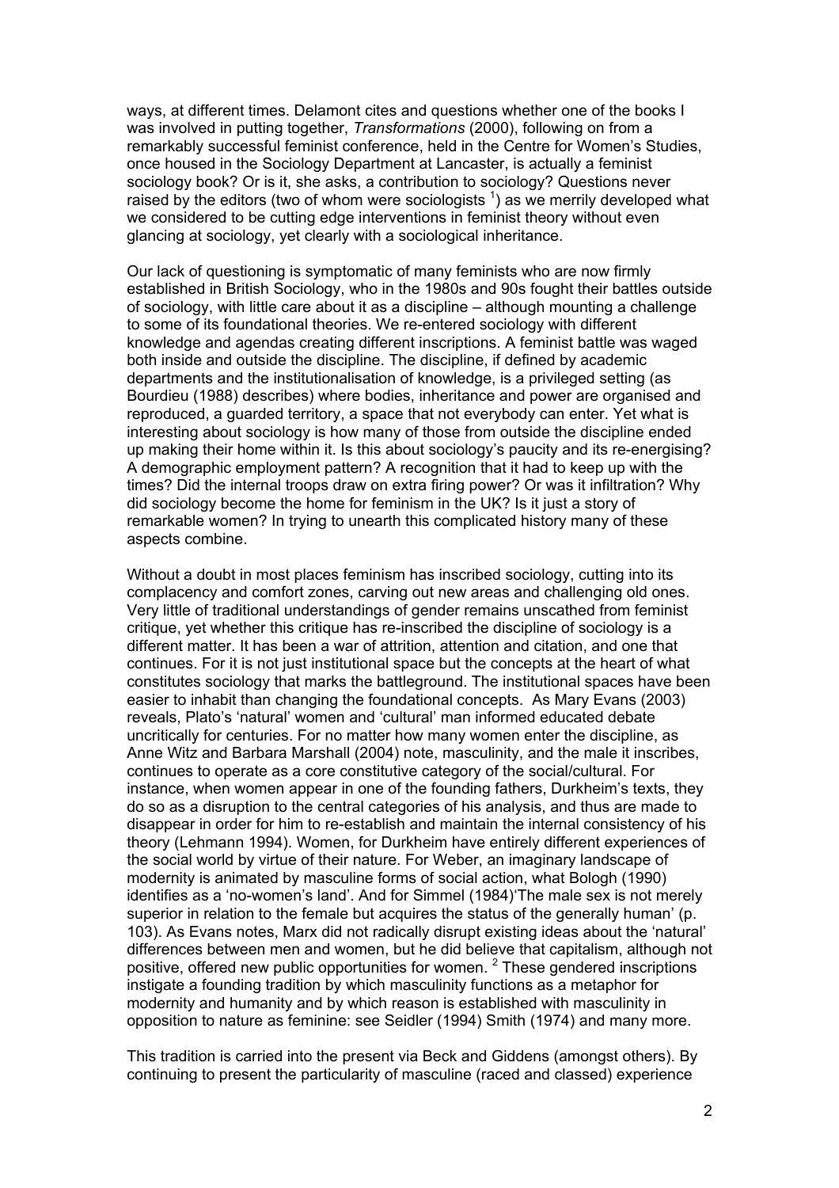ways, at different times. Delamont cites and questions whether one of the books I was involved in putting together, *Transformations* (2000), following on from a remarkably successful feminist conference, held in the Centre for Women's Studies, once housed in the Sociology Department at Lancaster, is actually a feminist sociology book? Or is it, she asks, a contribution to sociology? Questions never raised by the editors (two of whom were sociologists [1]) as we merrily developed what we considered to be cutting edge interventions in feminist theory without even glancing at sociology, yet clearly with a sociological inheritance.

Our lack of questioning is symptomatic of many feminists who are now firmly established in British Sociology, who in the 1980s and 90s fought their battles outside of sociology, with little care about it as a discipline – although mounting a challenge to some of its foundational theories. We re-entered sociology with different knowledge and agendas creating different inscriptions. A feminist battle was waged both inside and outside the discipline. The discipline, if defined by academic departments and the institutionalisation of knowledge, is a privileged setting (as Bourdieu (1988) describes) where bodies, inheritance and power are organised and reproduced, a guarded territory, a space that not everybody can enter. Yet what is interesting about sociology is how many of those from outside the discipline ended up making their home within it. Is this about sociology's paucity and its re-energising? A demographic employment pattern? A recognition that it had to keep up with the times? Did the internal troops draw on extra firing power? Or was it infiltration? Why did sociology become the home for feminism in the UK? Is it just a story of remarkable women? In trying to unearth this complicated history many of these aspects combine.

Without a doubt in most places feminism has inscribed sociology, cutting into its complacency and comfort zones, carving out new areas and challenging old ones. Very little of traditional understandings of gender remains unscathed from feminist critique, yet whether this critique has re-inscribed the discipline of sociology is a different matter. It has been a war of attrition, attention and citation, and one that continues. For it is not just institutional space but the concepts at the heart of what constitutes sociology that marks the battleground. The institutional spaces have been easier to inhabit than changing the foundational concepts. As Mary Evans (2003) reveals, Plato's 'natural' women and 'cultural' man informed educated debate uncritically for centuries. For no matter how many women enter the discipline, as Anne Witz and Barbara Marshall (2004) note, masculinity, and the male it inscribes, continues to operate as a core constitutive category of the social/cultural. For instance, when women appear in one of the founding fathers, Durkheim's texts, they do so as a disruption to the central categories of his analysis, and thus are made to disappear in order for him to re-establish and maintain the internal consistency of his theory (Lehmann 1994). Women, for Durkheim have entirely different experiences of the social world by virtue of their nature. For Weber, an imaginary landscape of modernity is animated by masculine forms of social action, what Bologh (1990) identifies as a 'no-women's land'. And for Simmel (1984)'The male sex is not merely superior in relation to the female but acquires the status of the generally human' (p. 103). As Evans notes, Marx did not radically disrupt existing ideas about the 'natural' differences between men and women, but he did believe that capitalism, although not positive, offered new public opportunities for women. [2] These gendered inscriptions instigate a founding tradition by which masculinity functions as a metaphor for modernity and humanity and by which reason is established with masculinity in opposition to nature as feminine: see Seidler (1994) Smith (1974) and many more.

This tradition is carried into the present via Beck and Giddens (amongst others). By continuing to present the particularity of masculine (raced and classed) experience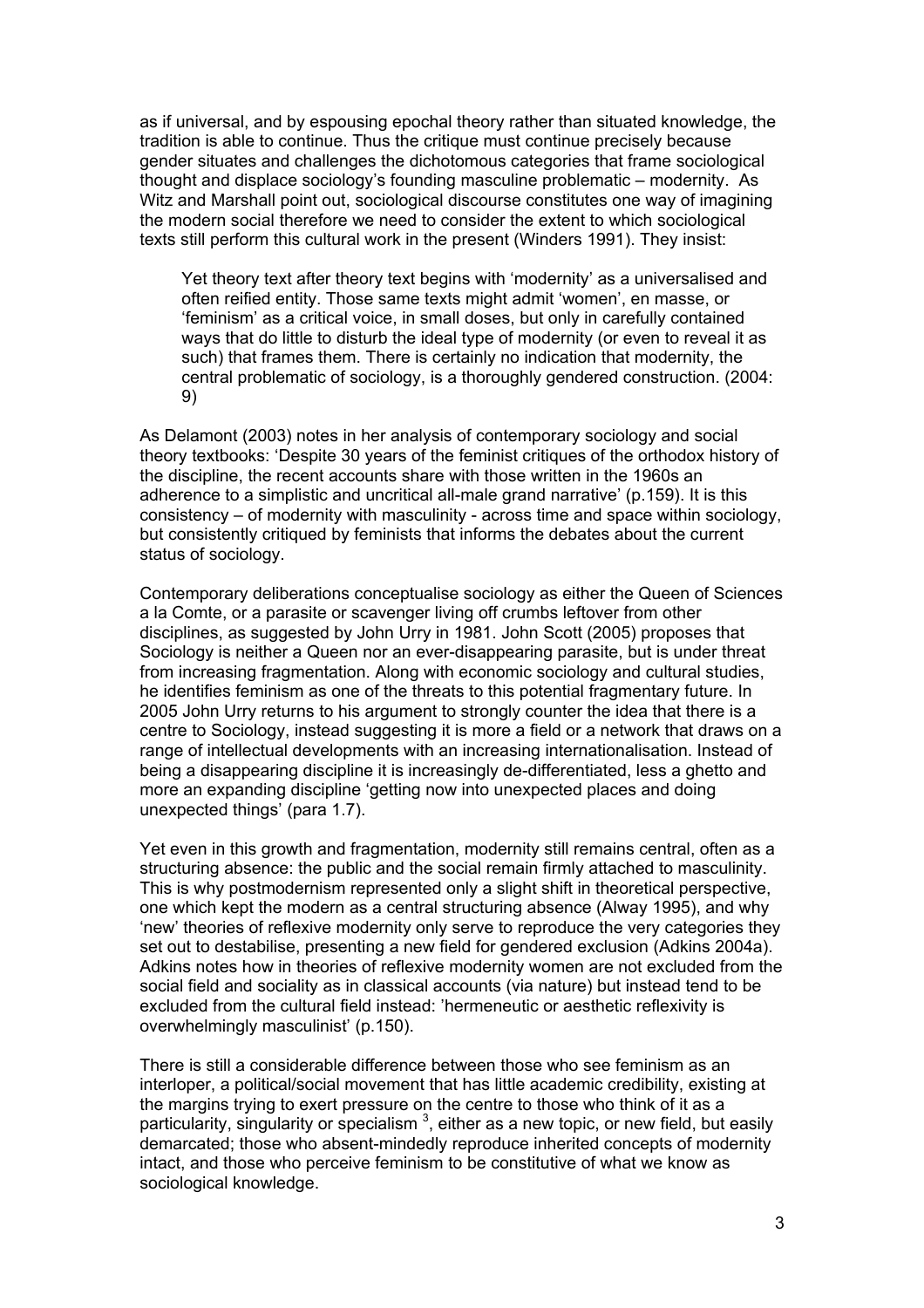as if universal, and by espousing epochal theory rather than situated knowledge, the tradition is able to continue. Thus the critique must continue precisely because gender situates and challenges the dichotomous categories that frame sociological thought and displace sociology's founding masculine problematic – modernity. As Witz and Marshall point out, sociological discourse constitutes one way of imagining the modern social therefore we need to consider the extent to which sociological texts still perform this cultural work in the present (Winders 1991). They insist:

> Yet theory text after theory text begins with 'modernity' as a universalised and often reified entity. Those same texts might admit 'women', en masse, or 'feminism' as a critical voice, in small doses, but only in carefully contained ways that do little to disturb the ideal type of modernity (or even to reveal it as such) that frames them. There is certainly no indication that modernity, the central problematic of sociology, is a thoroughly gendered construction. (2004: 9)

As Delamont (2003) notes in her analysis of contemporary sociology and social theory textbooks: 'Despite 30 years of the feminist critiques of the orthodox history of the discipline, the recent accounts share with those written in the 1960s an adherence to a simplistic and uncritical all-male grand narrative' (p.159). It is this consistency – of modernity with masculinity - across time and space within sociology, but consistently critiqued by feminists that informs the debates about the current status of sociology.

Contemporary deliberations conceptualise sociology as either the Queen of Sciences a la Comte, or a parasite or scavenger living off crumbs leftover from other disciplines, as suggested by John Urry in 1981. John Scott (2005) proposes that Sociology is neither a Queen nor an ever-disappearing parasite, but is under threat from increasing fragmentation. Along with economic sociology and cultural studies, he identifies feminism as one of the threats to this potential fragmentary future. In 2005 John Urry returns to his argument to strongly counter the idea that there is a centre to Sociology, instead suggesting it is more a field or a network that draws on a range of intellectual developments with an increasing internationalisation. Instead of being a disappearing discipline it is increasingly de-differentiated, less a ghetto and more an expanding discipline 'getting now into unexpected places and doing unexpected things' (para 1.7).

Yet even in this growth and fragmentation, modernity still remains central, often as a structuring absence: the public and the social remain firmly attached to masculinity. This is why postmodernism represented only a slight shift in theoretical perspective, one which kept the modern as a central structuring absence (Alway 1995), and why 'new' theories of reflexive modernity only serve to reproduce the very categories they set out to destabilise, presenting a new field for gendered exclusion (Adkins 2004a). Adkins notes how in theories of reflexive modernity women are not excluded from the social field and sociality as in classical accounts (via nature) but instead tend to be excluded from the cultural field instead: 'hermeneutic or aesthetic reflexivity is overwhelmingly masculinist' (p.150).

There is still a considerable difference between those who see feminism as an interloper, a political/social movement that has little academic credibility, existing at the margins trying to exert pressure on the centre to those who think of it as a particularity, singularity or specialism [3], either as a new topic, or new field, but easily demarcated; those who absent-mindedly reproduce inherited concepts of modernity intact, and those who perceive feminism to be constitutive of what we know as sociological knowledge.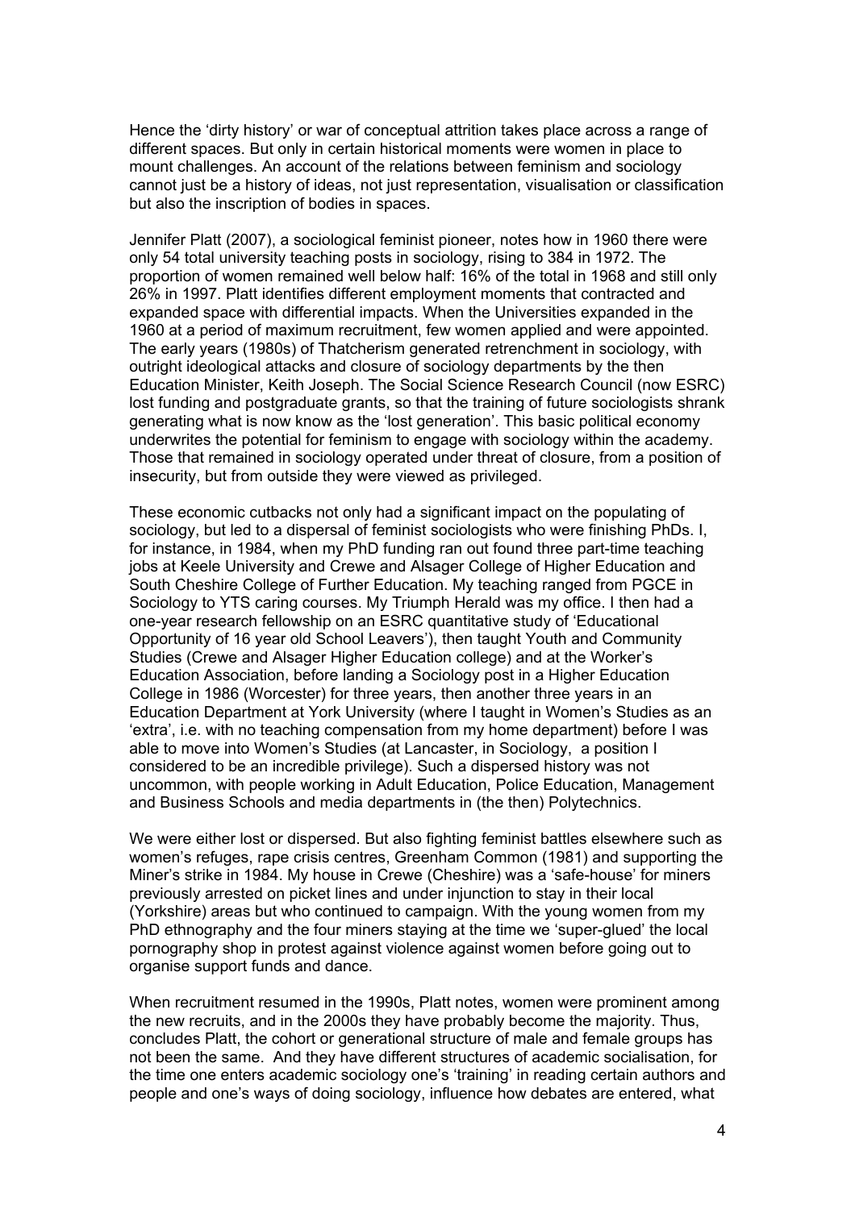Hence the 'dirty history' or war of conceptual attrition takes place across a range of different spaces. But only in certain historical moments were women in place to mount challenges. An account of the relations between feminism and sociology cannot just be a history of ideas, not just representation, visualisation or classification but also the inscription of bodies in spaces.

Jennifer Platt (2007), a sociological feminist pioneer, notes how in 1960 there were only 54 total university teaching posts in sociology, rising to 384 in 1972. The proportion of women remained well below half: 16% of the total in 1968 and still only 26% in 1997. Platt identifies different employment moments that contracted and expanded space with differential impacts. When the Universities expanded in the 1960 at a period of maximum recruitment, few women applied and were appointed. The early years (1980s) of Thatcherism generated retrenchment in sociology, with outright ideological attacks and closure of sociology departments by the then Education Minister, Keith Joseph. The Social Science Research Council (now ESRC) lost funding and postgraduate grants, so that the training of future sociologists shrank generating what is now know as the 'lost generation'. This basic political economy underwrites the potential for feminism to engage with sociology within the academy. Those that remained in sociology operated under threat of closure, from a position of insecurity, but from outside they were viewed as privileged.

These economic cutbacks not only had a significant impact on the populating of sociology, but led to a dispersal of feminist sociologists who were finishing PhDs. I, for instance, in 1984, when my PhD funding ran out found three part-time teaching jobs at Keele University and Crewe and Alsager College of Higher Education and South Cheshire College of Further Education. My teaching ranged from PGCE in Sociology to YTS caring courses. My Triumph Herald was my office. I then had a one-year research fellowship on an ESRC quantitative study of 'Educational Opportunity of 16 year old School Leavers'), then taught Youth and Community Studies (Crewe and Alsager Higher Education college) and at the Worker's Education Association, before landing a Sociology post in a Higher Education College in 1986 (Worcester) for three years, then another three years in an Education Department at York University (where I taught in Women's Studies as an 'extra', i.e. with no teaching compensation from my home department) before I was able to move into Women's Studies (at Lancaster, in Sociology, a position I considered to be an incredible privilege). Such a dispersed history was not uncommon, with people working in Adult Education, Police Education, Management and Business Schools and media departments in (the then) Polytechnics.

We were either lost or dispersed. But also fighting feminist battles elsewhere such as women's refuges, rape crisis centres, Greenham Common (1981) and supporting the Miner's strike in 1984. My house in Crewe (Cheshire) was a 'safe-house' for miners previously arrested on picket lines and under injunction to stay in their local (Yorkshire) areas but who continued to campaign. With the young women from my PhD ethnography and the four miners staying at the time we 'super-glued' the local pornography shop in protest against violence against women before going out to organise support funds and dance.

When recruitment resumed in the 1990s, Platt notes, women were prominent among the new recruits, and in the 2000s they have probably become the majority. Thus, concludes Platt, the cohort or generational structure of male and female groups has not been the same. And they have different structures of academic socialisation, for the time one enters academic sociology one's 'training' in reading certain authors and people and one's ways of doing sociology, influence how debates are entered, what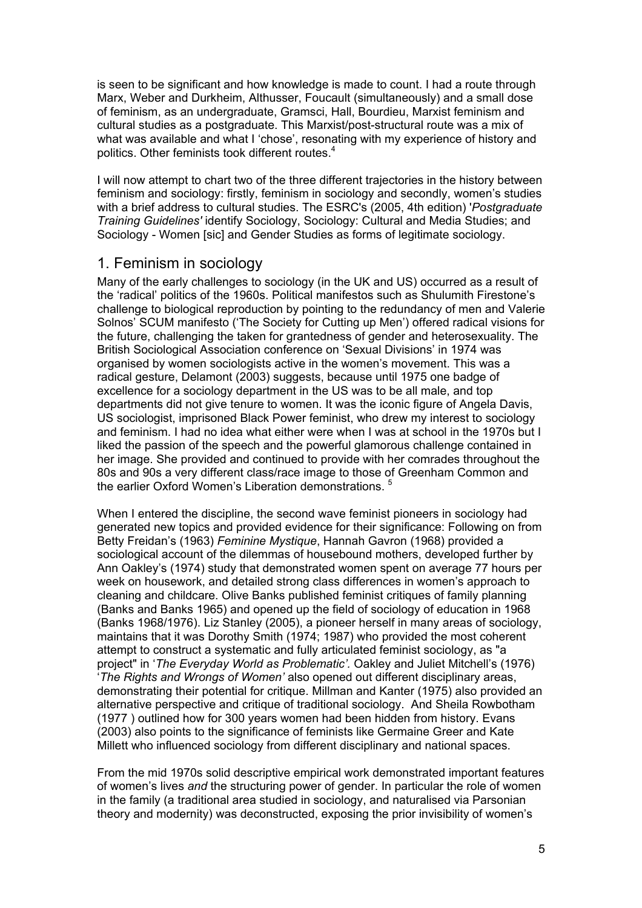is seen to be significant and how knowledge is made to count. I had a route through Marx, Weber and Durkheim, Althusser, Foucault (simultaneously) and a small dose of feminism, as an undergraduate, Gramsci, Hall, Bourdieu, Marxist feminism and cultural studies as a postgraduate. This Marxist/post-structural route was a mix of what was available and what I 'chose', resonating with my experience of history and politics. Other feminists took different routes.[4]

I will now attempt to chart two of the three different trajectories in the history between feminism and sociology: firstly, feminism in sociology and secondly, women's studies with a brief address to cultural studies. The ESRC's (2005, 4th edition) '*Postgraduate Training Guidelines'* identify Sociology, Sociology: Cultural and Media Studies; and Sociology - Women [sic] and Gender Studies as forms of legitimate sociology.

## 1. Feminism in sociology

Many of the early challenges to sociology (in the UK and US) occurred as a result of the 'radical' politics of the 1960s. Political manifestos such as Shulumith Firestone's challenge to biological reproduction by pointing to the redundancy of men and Valerie Solnos' SCUM manifesto ('The Society for Cutting up Men') offered radical visions for the future, challenging the taken for grantedness of gender and heterosexuality. The British Sociological Association conference on 'Sexual Divisions' in 1974 was organised by women sociologists active in the women's movement. This was a radical gesture, Delamont (2003) suggests, because until 1975 one badge of excellence for a sociology department in the US was to be all male, and top departments did not give tenure to women. It was the iconic figure of Angela Davis, US sociologist, imprisoned Black Power feminist, who drew my interest to sociology and feminism. I had no idea what either were when I was at school in the 1970s but I liked the passion of the speech and the powerful glamorous challenge contained in her image. She provided and continued to provide with her comrades throughout the 80s and 90s a very different class/race image to those of Greenham Common and the earlier Oxford Women's Liberation demonstrations. [5]

When I entered the discipline, the second wave feminist pioneers in sociology had generated new topics and provided evidence for their significance: Following on from Betty Freidan's (1963) *Feminine Mystique*, Hannah Gavron (1968) provided a sociological account of the dilemmas of housebound mothers, developed further by Ann Oakley's (1974) study that demonstrated women spent on average 77 hours per week on housework, and detailed strong class differences in women's approach to cleaning and childcare. Olive Banks published feminist critiques of family planning (Banks and Banks 1965) and opened up the field of sociology of education in 1968 (Banks 1968/1976). Liz Stanley (2005), a pioneer herself in many areas of sociology, maintains that it was Dorothy Smith (1974; 1987) who provided the most coherent attempt to construct a systematic and fully articulated feminist sociology, as "a project" in '*The Everyday World as Problematic'.* Oakley and Juliet Mitchell's (1976) '*The Rights and Wrongs of Women'* also opened out different disciplinary areas, demonstrating their potential for critique. Millman and Kanter (1975) also provided an alternative perspective and critique of traditional sociology. And Sheila Rowbotham (1977 ) outlined how for 300 years women had been hidden from history. Evans (2003) also points to the significance of feminists like Germaine Greer and Kate Millett who influenced sociology from different disciplinary and national spaces.

From the mid 1970s solid descriptive empirical work demonstrated important features of women's lives *and* the structuring power of gender. In particular the role of women in the family (a traditional area studied in sociology, and naturalised via Parsonian theory and modernity) was deconstructed, exposing the prior invisibility of women's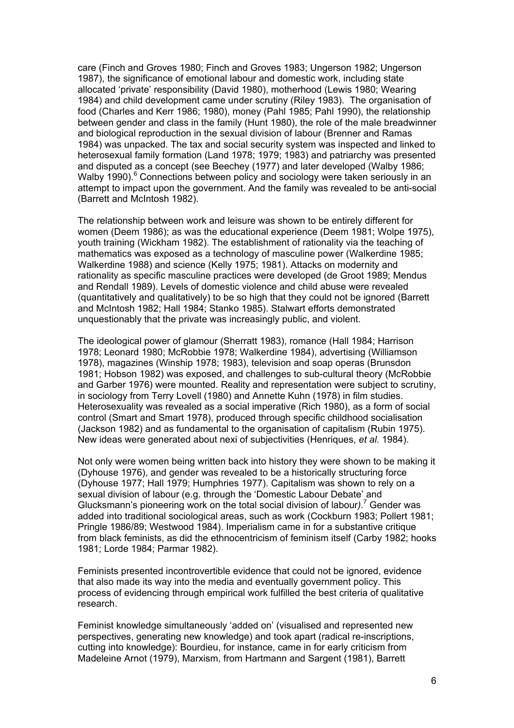care (Finch and Groves 1980; Finch and Groves 1983; Ungerson 1982; Ungerson 1987), the significance of emotional labour and domestic work, including state allocated 'private' responsibility (David 1980), motherhood (Lewis 1980; Wearing 1984) and child development came under scrutiny (Riley 1983). The organisation of food (Charles and Kerr 1986; 1980), money (Pahl 1985; Pahl 1990), the relationship between gender and class in the family (Hunt 1980), the role of the male breadwinner and biological reproduction in the sexual division of labour (Brenner and Ramas 1984) was unpacked. The tax and social security system was inspected and linked to heterosexual family formation (Land 1978; 1979; 1983) and patriarchy was presented and disputed as a concept (see Beechey (1977) and later developed (Walby 1986; Walby 1990).[6] Connections between policy and sociology were taken seriously in an attempt to impact upon the government. And the family was revealed to be anti-social (Barrett and McIntosh 1982).

The relationship between work and leisure was shown to be entirely different for women (Deem 1986); as was the educational experience (Deem 1981; Wolpe 1975), youth training (Wickham 1982). The establishment of rationality via the teaching of mathematics was exposed as a technology of masculine power (Walkerdine 1985; Walkerdine 1988) and science (Kelly 1975; 1981). Attacks on modernity and rationality as specific masculine practices were developed (de Groot 1989; Mendus and Rendall 1989). Levels of domestic violence and child abuse were revealed (quantitatively and qualitatively) to be so high that they could not be ignored (Barrett and McIntosh 1982; Hall 1984; Stanko 1985). Stalwart efforts demonstrated unquestionably that the private was increasingly public, and violent.

The ideological power of glamour (Sherratt 1983), romance (Hall 1984; Harrison 1978; Leonard 1980; McRobbie 1978; Walkerdine 1984), advertising (Williamson 1978), magazines (Winship 1978; 1983), television and soap operas (Brunsdon 1981; Hobson 1982) was exposed, and challenges to sub-cultural theory (McRobbie and Garber 1976) were mounted. Reality and representation were subject to scrutiny, in sociology from Terry Lovell (1980) and Annette Kuhn (1978) in film studies. Heterosexuality was revealed as a social imperative (Rich 1980), as a form of social control (Smart and Smart 1978), produced through specific childhood socialisation (Jackson 1982) and as fundamental to the organisation of capitalism (Rubin 1975). New ideas were generated about nexi of subjectivities (Henriques, *et al.* 1984).

Not only were women being written back into history they were shown to be making it (Dyhouse 1976), and gender was revealed to be a historically structuring force (Dyhouse 1977; Hall 1979; Humphries 1977). Capitalism was shown to rely on a sexual division of labour (e.g. through the 'Domestic Labour Debate' and Glucksmann's pioneering work on the total social division of labour*)*.[7] Gender was added into traditional sociological areas, such as work (Cockburn 1983; Pollert 1981; Pringle 1986/89; Westwood 1984). Imperialism came in for a substantive critique from black feminists, as did the ethnocentricism of feminism itself (Carby 1982; hooks 1981; Lorde 1984; Parmar 1982).

Feminists presented incontrovertible evidence that could not be ignored, evidence that also made its way into the media and eventually government policy. This process of evidencing through empirical work fulfilled the best criteria of qualitative research.

Feminist knowledge simultaneously 'added on' (visualised and represented new perspectives, generating new knowledge) and took apart (radical re-inscriptions, cutting into knowledge): Bourdieu, for instance, came in for early criticism from Madeleine Arnot (1979), Marxism, from Hartmann and Sargent (1981), Barrett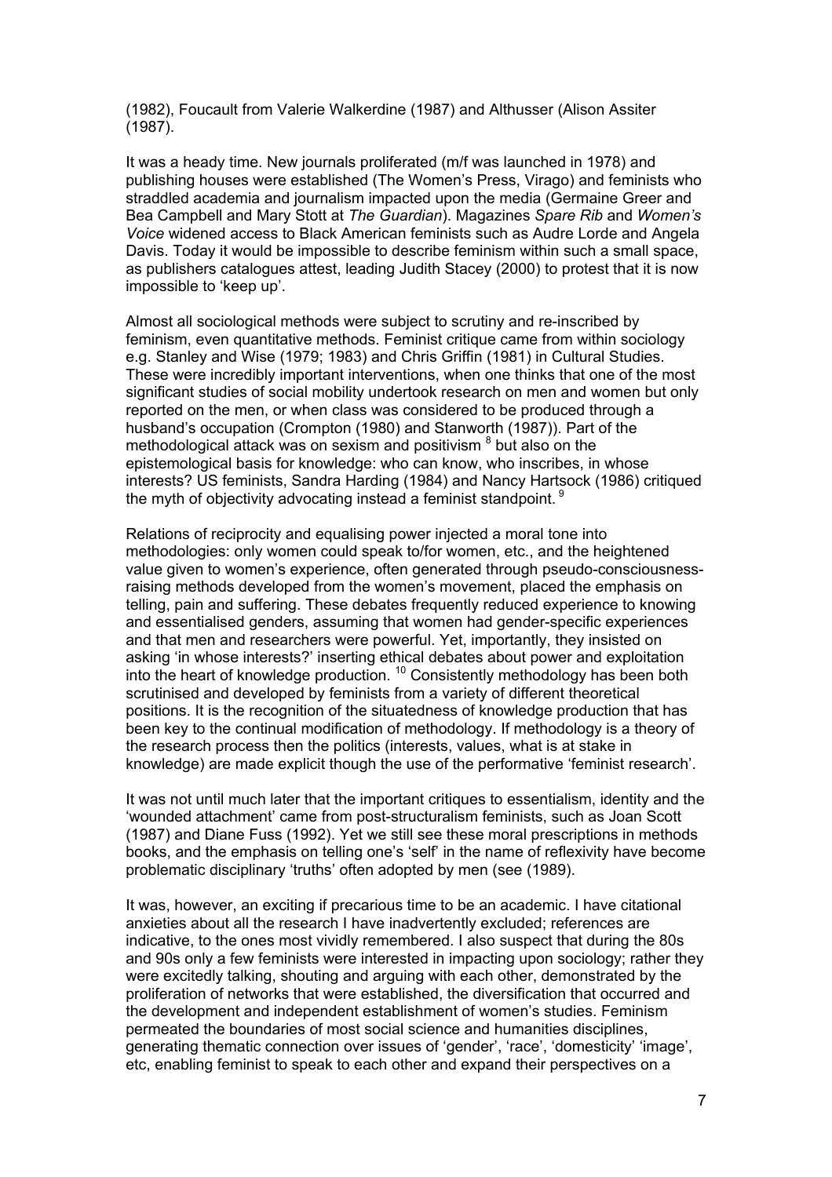(1982), Foucault from Valerie Walkerdine (1987) and Althusser (Alison Assiter (1987).

It was a heady time. New journals proliferated (m/f was launched in 1978) and publishing houses were established (The Women's Press, Virago) and feminists who straddled academia and journalism impacted upon the media (Germaine Greer and Bea Campbell and Mary Stott at *The Guardian*). Magazines *Spare Rib* and *Women's Voice* widened access to Black American feminists such as Audre Lorde and Angela Davis. Today it would be impossible to describe feminism within such a small space, as publishers catalogues attest, leading Judith Stacey (2000) to protest that it is now impossible to 'keep up'.

Almost all sociological methods were subject to scrutiny and re-inscribed by feminism, even quantitative methods. Feminist critique came from within sociology e.g. Stanley and Wise (1979; 1983) and Chris Griffin (1981) in Cultural Studies. These were incredibly important interventions, when one thinks that one of the most significant studies of social mobility undertook research on men and women but only reported on the men, or when class was considered to be produced through a husband's occupation (Crompton (1980) and Stanworth (1987)). Part of the methodological attack was on sexism and positivism [8] but also on the epistemological basis for knowledge: who can know, who inscribes, in whose interests? US feminists, Sandra Harding (1984) and Nancy Hartsock (1986) critiqued the myth of objectivity advocating instead a feminist standpoint. [9]

Relations of reciprocity and equalising power injected a moral tone into methodologies: only women could speak to/for women, etc., and the heightened value given to women's experience, often generated through pseudo-consciousness-raising methods developed from the women's movement, placed the emphasis on telling, pain and suffering. These debates frequently reduced experience to knowing and essentialised genders, assuming that women had gender-specific experiences and that men and researchers were powerful. Yet, importantly, they insisted on asking 'in whose interests?' inserting ethical debates about power and exploitation into the heart of knowledge production. [10] Consistently methodology has been both scrutinised and developed by feminists from a variety of different theoretical positions. It is the recognition of the situatedness of knowledge production that has been key to the continual modification of methodology. If methodology is a theory of the research process then the politics (interests, values, what is at stake in knowledge) are made explicit though the use of the performative 'feminist research'.

It was not until much later that the important critiques to essentialism, identity and the 'wounded attachment' came from post-structuralism feminists, such as Joan Scott (1987) and Diane Fuss (1992). Yet we still see these moral prescriptions in methods books, and the emphasis on telling one's 'self' in the name of reflexivity have become problematic disciplinary 'truths' often adopted by men (see (1989).

It was, however, an exciting if precarious time to be an academic. I have citational anxieties about all the research I have inadvertently excluded; references are indicative, to the ones most vividly remembered. I also suspect that during the 80s and 90s only a few feminists were interested in impacting upon sociology; rather they were excitedly talking, shouting and arguing with each other, demonstrated by the proliferation of networks that were established, the diversification that occurred and the development and independent establishment of women's studies. Feminism permeated the boundaries of most social science and humanities disciplines, generating thematic connection over issues of 'gender', 'race', 'domesticity' 'image', etc, enabling feminist to speak to each other and expand their perspectives on a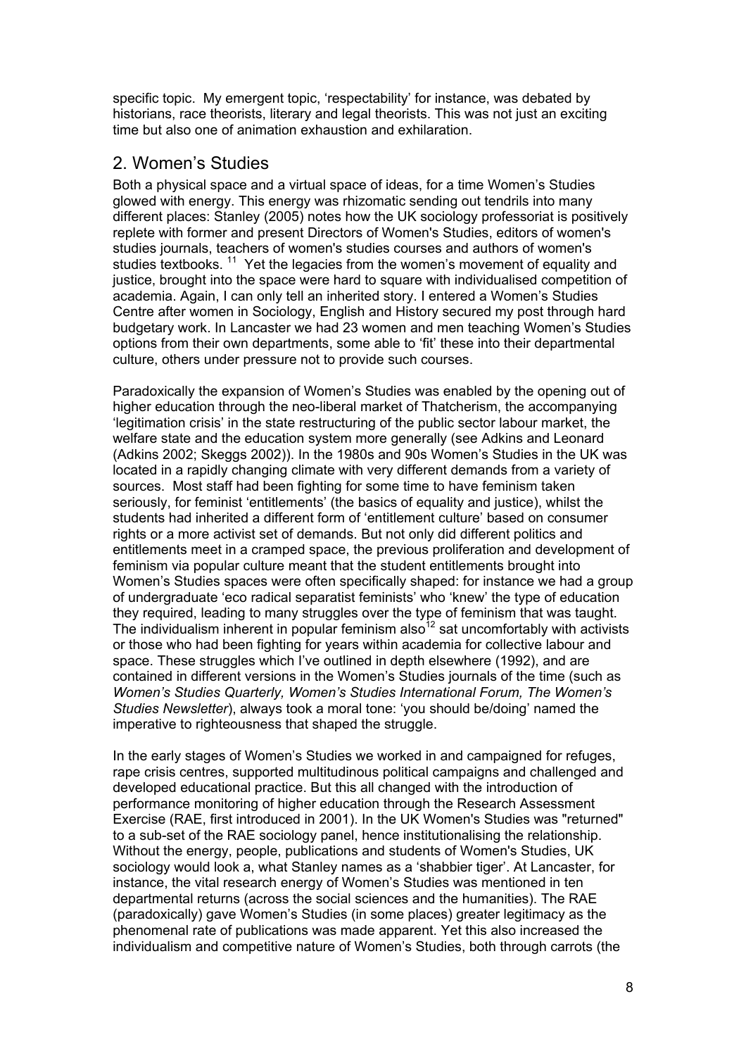specific topic. My emergent topic, 'respectability' for instance, was debated by historians, race theorists, literary and legal theorists. This was not just an exciting time but also one of animation exhaustion and exhilaration.

## 2. Women's Studies

Both a physical space and a virtual space of ideas, for a time Women's Studies glowed with energy. This energy was rhizomatic sending out tendrils into many different places: Stanley (2005) notes how the UK sociology professoriat is positively replete with former and present Directors of Women's Studies, editors of women's studies journals, teachers of women's studies courses and authors of women's studies textbooks. [11] Yet the legacies from the women's movement of equality and justice, brought into the space were hard to square with individualised competition of academia. Again, I can only tell an inherited story. I entered a Women's Studies Centre after women in Sociology, English and History secured my post through hard budgetary work. In Lancaster we had 23 women and men teaching Women's Studies options from their own departments, some able to 'fit' these into their departmental culture, others under pressure not to provide such courses.

Paradoxically the expansion of Women's Studies was enabled by the opening out of higher education through the neo-liberal market of Thatcherism, the accompanying 'legitimation crisis' in the state restructuring of the public sector labour market, the welfare state and the education system more generally (see Adkins and Leonard (Adkins 2002; Skeggs 2002)). In the 1980s and 90s Women's Studies in the UK was located in a rapidly changing climate with very different demands from a variety of sources. Most staff had been fighting for some time to have feminism taken seriously, for feminist 'entitlements' (the basics of equality and justice), whilst the students had inherited a different form of 'entitlement culture' based on consumer rights or a more activist set of demands. But not only did different politics and entitlements meet in a cramped space, the previous proliferation and development of feminism via popular culture meant that the student entitlements brought into Women's Studies spaces were often specifically shaped: for instance we had a group of undergraduate 'eco radical separatist feminists' who 'knew' the type of education they required, leading to many struggles over the type of feminism that was taught. The individualism inherent in popular feminism also[12] sat uncomfortably with activists or those who had been fighting for years within academia for collective labour and space. These struggles which I've outlined in depth elsewhere (1992), and are contained in different versions in the Women's Studies journals of the time (such as *Women's Studies Quarterly, Women's Studies International Forum, The Women's Studies Newsletter*), always took a moral tone: 'you should be/doing' named the imperative to righteousness that shaped the struggle.

In the early stages of Women's Studies we worked in and campaigned for refuges, rape crisis centres, supported multitudinous political campaigns and challenged and developed educational practice. But this all changed with the introduction of performance monitoring of higher education through the Research Assessment Exercise (RAE, first introduced in 2001). In the UK Women's Studies was "returned" to a sub-set of the RAE sociology panel, hence institutionalising the relationship. Without the energy, people, publications and students of Women's Studies, UK sociology would look a, what Stanley names as a 'shabbier tiger'. At Lancaster, for instance, the vital research energy of Women's Studies was mentioned in ten departmental returns (across the social sciences and the humanities). The RAE (paradoxically) gave Women's Studies (in some places) greater legitimacy as the phenomenal rate of publications was made apparent. Yet this also increased the individualism and competitive nature of Women's Studies, both through carrots (the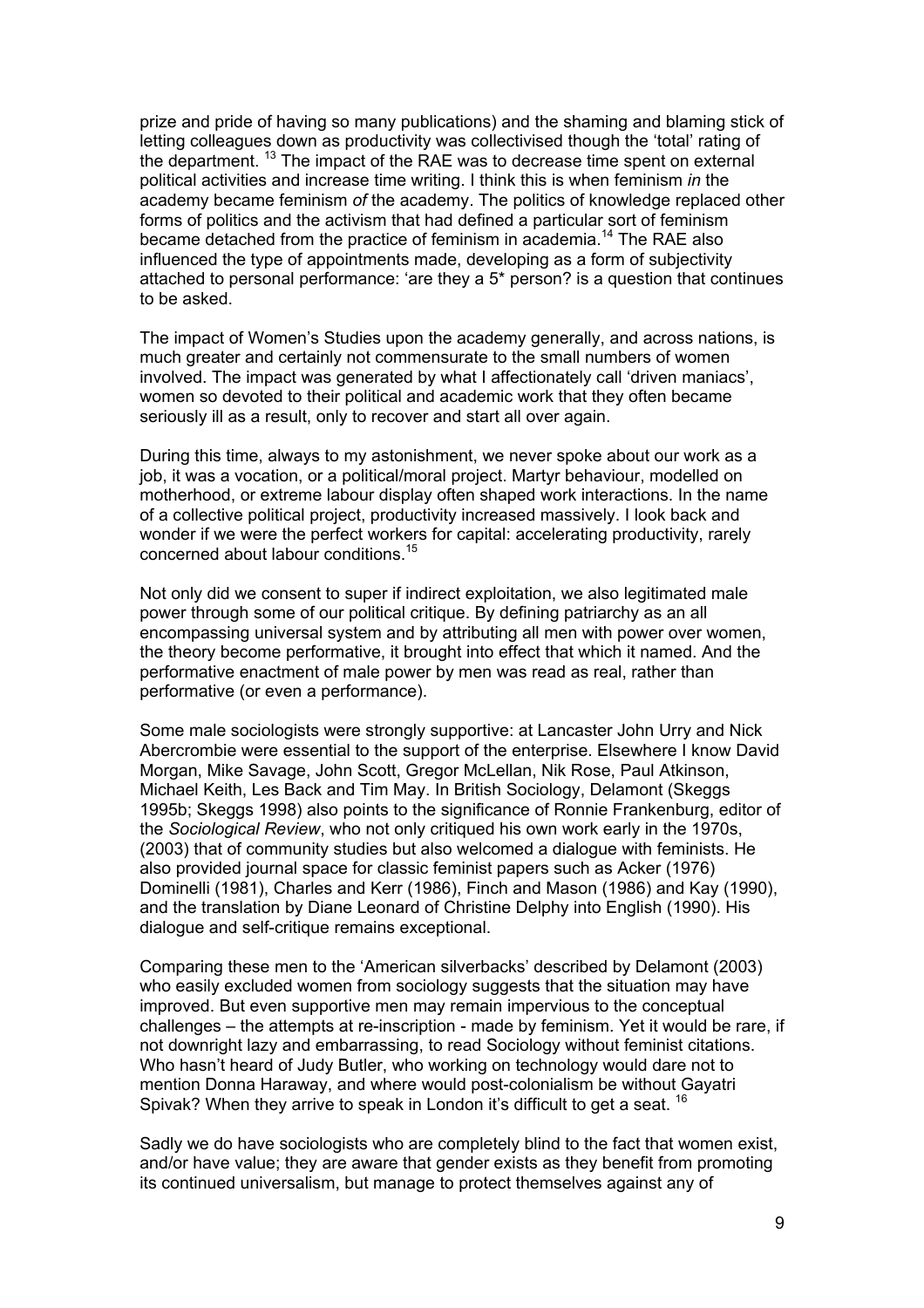prize and pride of having so many publications) and the shaming and blaming stick of letting colleagues down as productivity was collectivised though the 'total' rating of the department. [13] The impact of the RAE was to decrease time spent on external political activities and increase time writing. I think this is when feminism *in* the academy became feminism *of* the academy. The politics of knowledge replaced other forms of politics and the activism that had defined a particular sort of feminism became detached from the practice of feminism in academia.[14] The RAE also influenced the type of appointments made, developing as a form of subjectivity attached to personal performance: 'are they a 5* person? is a question that continues to be asked.

The impact of Women's Studies upon the academy generally, and across nations, is much greater and certainly not commensurate to the small numbers of women involved. The impact was generated by what I affectionately call 'driven maniacs', women so devoted to their political and academic work that they often became seriously ill as a result, only to recover and start all over again.

During this time, always to my astonishment, we never spoke about our work as a job, it was a vocation, or a political/moral project. Martyr behaviour, modelled on motherhood, or extreme labour display often shaped work interactions. In the name of a collective political project, productivity increased massively. I look back and wonder if we were the perfect workers for capital: accelerating productivity, rarely concerned about labour conditions.[15]

Not only did we consent to super if indirect exploitation, we also legitimated male power through some of our political critique. By defining patriarchy as an all encompassing universal system and by attributing all men with power over women, the theory become performative, it brought into effect that which it named. And the performative enactment of male power by men was read as real, rather than performative (or even a performance).

Some male sociologists were strongly supportive: at Lancaster John Urry and Nick Abercrombie were essential to the support of the enterprise. Elsewhere I know David Morgan, Mike Savage, John Scott, Gregor McLellan, Nik Rose, Paul Atkinson, Michael Keith, Les Back and Tim May. In British Sociology, Delamont (Skeggs 1995b; Skeggs 1998) also points to the significance of Ronnie Frankenburg, editor of the *Sociological Review*, who not only critiqued his own work early in the 1970s, (2003) that of community studies but also welcomed a dialogue with feminists. He also provided journal space for classic feminist papers such as Acker (1976) Dominelli (1981), Charles and Kerr (1986), Finch and Mason (1986) and Kay (1990), and the translation by Diane Leonard of Christine Delphy into English (1990). His dialogue and self-critique remains exceptional.

Comparing these men to the 'American silverbacks' described by Delamont (2003) who easily excluded women from sociology suggests that the situation may have improved. But even supportive men may remain impervious to the conceptual challenges – the attempts at re-inscription - made by feminism. Yet it would be rare, if not downright lazy and embarrassing, to read Sociology without feminist citations. Who hasn't heard of Judy Butler, who working on technology would dare not to mention Donna Haraway, and where would post-colonialism be without Gayatri Spivak? When they arrive to speak in London it's difficult to get a seat. [16]

Sadly we do have sociologists who are completely blind to the fact that women exist, and/or have value; they are aware that gender exists as they benefit from promoting its continued universalism, but manage to protect themselves against any of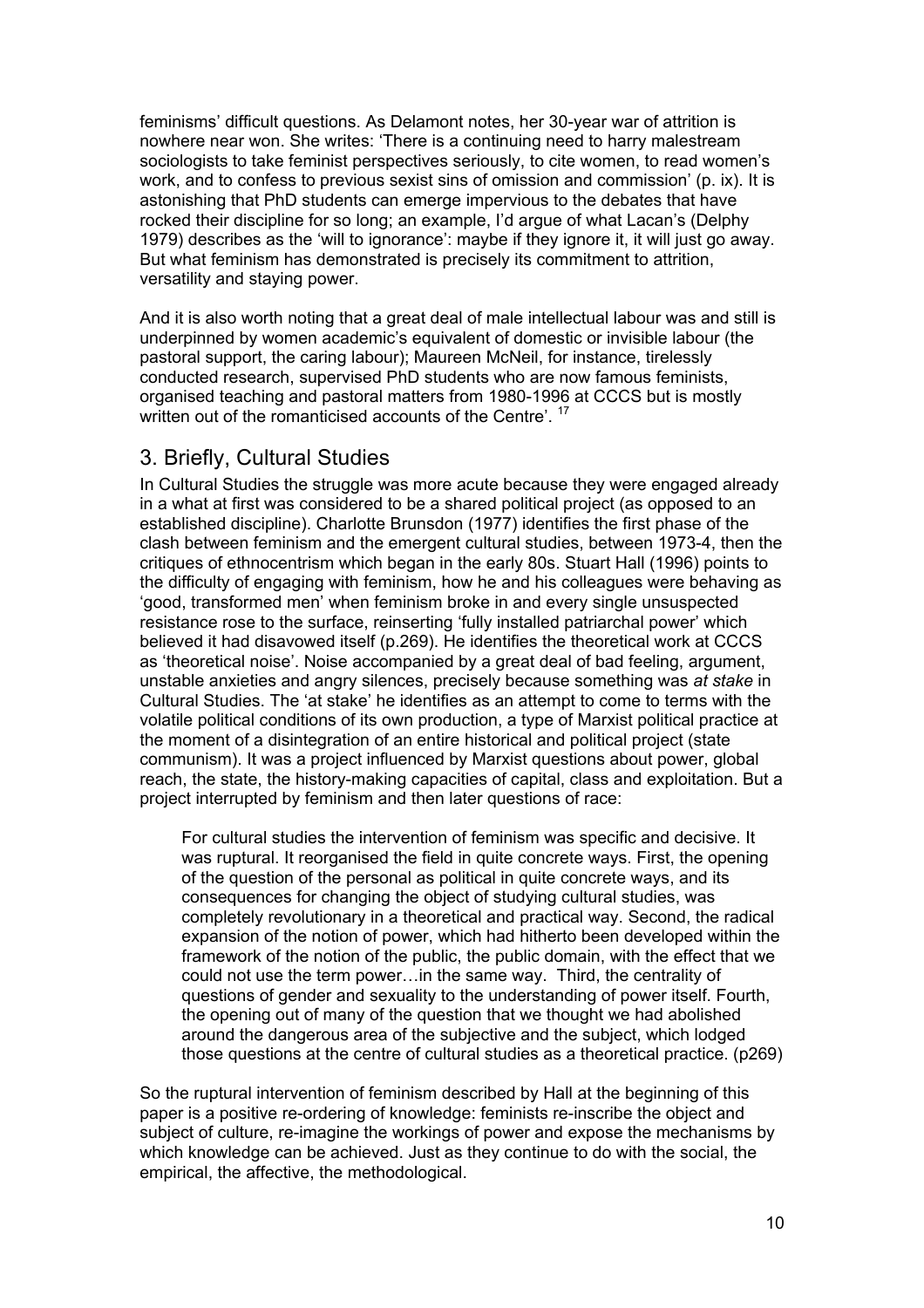feminisms' difficult questions. As Delamont notes, her 30-year war of attrition is nowhere near won. She writes: 'There is a continuing need to harry malestream sociologists to take feminist perspectives seriously, to cite women, to read women's work, and to confess to previous sexist sins of omission and commission' (p. ix). It is astonishing that PhD students can emerge impervious to the debates that have rocked their discipline for so long; an example, I'd argue of what Lacan's (Delphy 1979) describes as the 'will to ignorance': maybe if they ignore it, it will just go away. But what feminism has demonstrated is precisely its commitment to attrition, versatility and staying power.

And it is also worth noting that a great deal of male intellectual labour was and still is underpinned by women academic's equivalent of domestic or invisible labour (the pastoral support, the caring labour); Maureen McNeil, for instance, tirelessly conducted research, supervised PhD students who are now famous feminists, organised teaching and pastoral matters from 1980-1996 at CCCS but is mostly written out of the romanticised accounts of the Centre'. [17]

## 3. Briefly, Cultural Studies

In Cultural Studies the struggle was more acute because they were engaged already in a what at first was considered to be a shared political project (as opposed to an established discipline). Charlotte Brunsdon (1977) identifies the first phase of the clash between feminism and the emergent cultural studies, between 1973-4, then the critiques of ethnocentrism which began in the early 80s. Stuart Hall (1996) points to the difficulty of engaging with feminism, how he and his colleagues were behaving as 'good, transformed men' when feminism broke in and every single unsuspected resistance rose to the surface, reinserting 'fully installed patriarchal power' which believed it had disavowed itself (p.269). He identifies the theoretical work at CCCS as 'theoretical noise'. Noise accompanied by a great deal of bad feeling, argument, unstable anxieties and angry silences, precisely because something was *at stake* in Cultural Studies. The 'at stake' he identifies as an attempt to come to terms with the volatile political conditions of its own production, a type of Marxist political practice at the moment of a disintegration of an entire historical and political project (state communism). It was a project influenced by Marxist questions about power, global reach, the state, the history-making capacities of capital, class and exploitation. But a project interrupted by feminism and then later questions of race:

> For cultural studies the intervention of feminism was specific and decisive. It was ruptural. It reorganised the field in quite concrete ways. First, the opening of the question of the personal as political in quite concrete ways, and its consequences for changing the object of studying cultural studies, was completely revolutionary in a theoretical and practical way. Second, the radical expansion of the notion of power, which had hitherto been developed within the framework of the notion of the public, the public domain, with the effect that we could not use the term power…in the same way. Third, the centrality of questions of gender and sexuality to the understanding of power itself. Fourth, the opening out of many of the question that we thought we had abolished around the dangerous area of the subjective and the subject, which lodged those questions at the centre of cultural studies as a theoretical practice. (p269)

So the ruptural intervention of feminism described by Hall at the beginning of this paper is a positive re-ordering of knowledge: feminists re-inscribe the object and subject of culture, re-imagine the workings of power and expose the mechanisms by which knowledge can be achieved. Just as they continue to do with the social, the empirical, the affective, the methodological.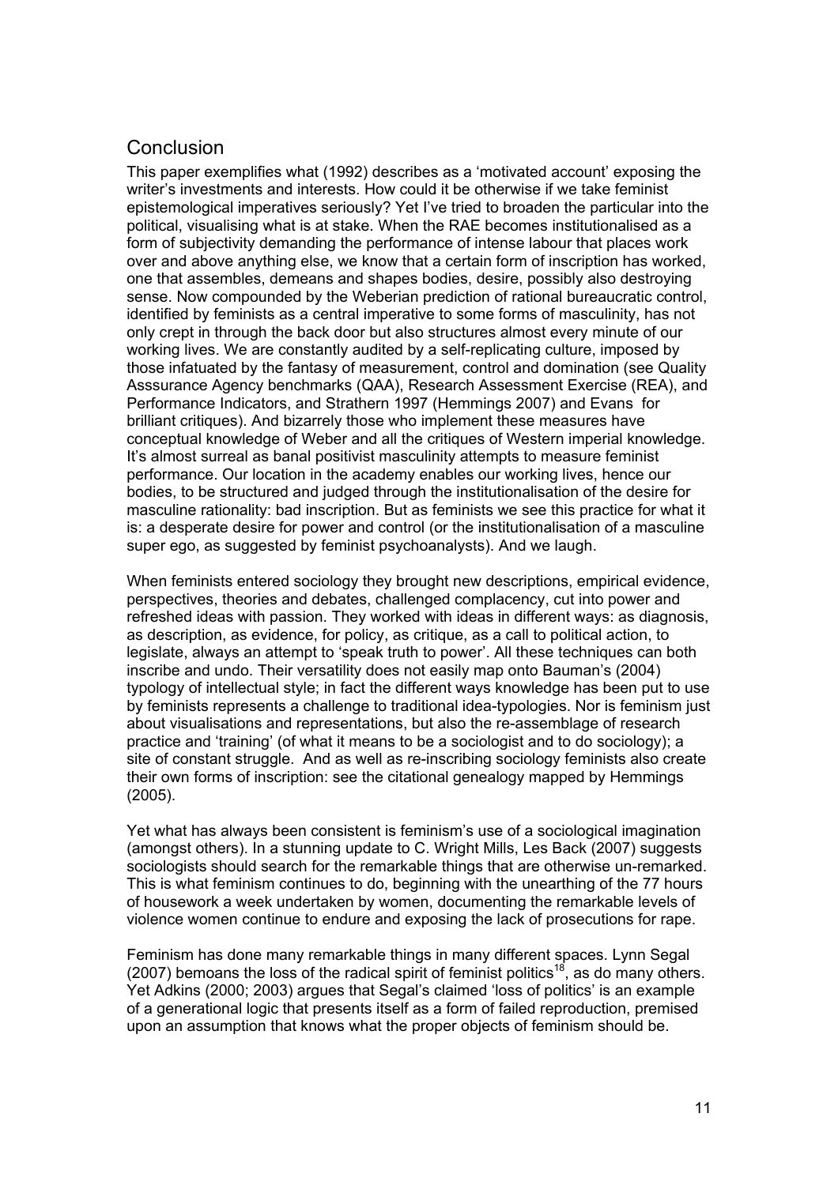## Conclusion

This paper exemplifies what (1992) describes as a 'motivated account' exposing the writer's investments and interests. How could it be otherwise if we take feminist epistemological imperatives seriously? Yet I've tried to broaden the particular into the political, visualising what is at stake. When the RAE becomes institutionalised as a form of subjectivity demanding the performance of intense labour that places work over and above anything else, we know that a certain form of inscription has worked, one that assembles, demeans and shapes bodies, desire, possibly also destroying sense. Now compounded by the Weberian prediction of rational bureaucratic control, identified by feminists as a central imperative to some forms of masculinity, has not only crept in through the back door but also structures almost every minute of our working lives. We are constantly audited by a self-replicating culture, imposed by those infatuated by the fantasy of measurement, control and domination (see Quality Asssurance Agency benchmarks (QAA), Research Assessment Exercise (REA), and Performance Indicators, and Strathern 1997 (Hemmings 2007) and Evans for brilliant critiques). And bizarrely those who implement these measures have conceptual knowledge of Weber and all the critiques of Western imperial knowledge. It's almost surreal as banal positivist masculinity attempts to measure feminist performance. Our location in the academy enables our working lives, hence our bodies, to be structured and judged through the institutionalisation of the desire for masculine rationality: bad inscription. But as feminists we see this practice for what it is: a desperate desire for power and control (or the institutionalisation of a masculine super ego, as suggested by feminist psychoanalysts). And we laugh.

When feminists entered sociology they brought new descriptions, empirical evidence, perspectives, theories and debates, challenged complacency, cut into power and refreshed ideas with passion. They worked with ideas in different ways: as diagnosis, as description, as evidence, for policy, as critique, as a call to political action, to legislate, always an attempt to 'speak truth to power'. All these techniques can both inscribe and undo. Their versatility does not easily map onto Bauman's (2004) typology of intellectual style; in fact the different ways knowledge has been put to use by feminists represents a challenge to traditional idea-typologies. Nor is feminism just about visualisations and representations, but also the re-assemblage of research practice and 'training' (of what it means to be a sociologist and to do sociology); a site of constant struggle. And as well as re-inscribing sociology feminists also create their own forms of inscription: see the citational genealogy mapped by Hemmings (2005).

Yet what has always been consistent is feminism's use of a sociological imagination (amongst others). In a stunning update to C. Wright Mills, Les Back (2007) suggests sociologists should search for the remarkable things that are otherwise un-remarked. This is what feminism continues to do, beginning with the unearthing of the 77 hours of housework a week undertaken by women, documenting the remarkable levels of violence women continue to endure and exposing the lack of prosecutions for rape.

Feminism has done many remarkable things in many different spaces. Lynn Segal (2007) bemoans the loss of the radical spirit of feminist politics[18], as do many others. Yet Adkins (2000; 2003) argues that Segal's claimed 'loss of politics' is an example of a generational logic that presents itself as a form of failed reproduction, premised upon an assumption that knows what the proper objects of feminism should be.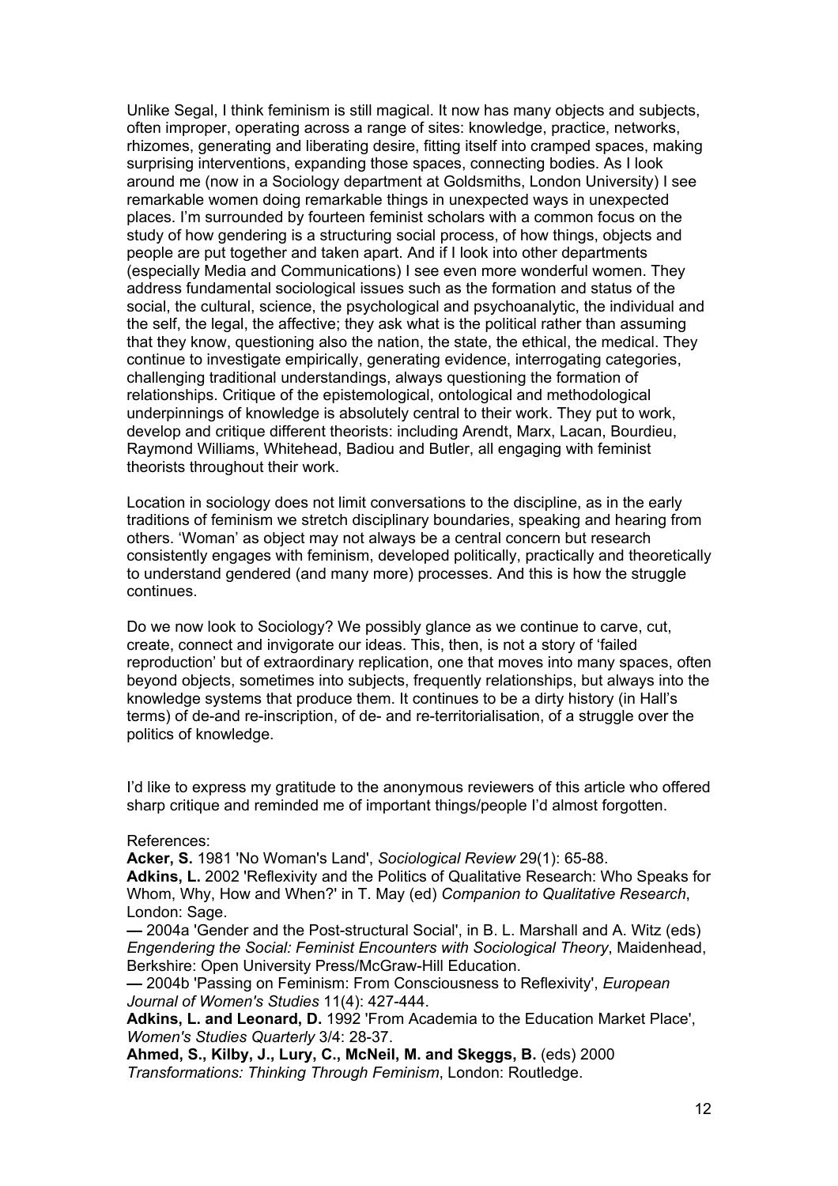Unlike Segal, I think feminism is still magical. It now has many objects and subjects, often improper, operating across a range of sites: knowledge, practice, networks, rhizomes, generating and liberating desire, fitting itself into cramped spaces, making surprising interventions, expanding those spaces, connecting bodies. As I look around me (now in a Sociology department at Goldsmiths, London University) I see remarkable women doing remarkable things in unexpected ways in unexpected places. I'm surrounded by fourteen feminist scholars with a common focus on the study of how gendering is a structuring social process, of how things, objects and people are put together and taken apart. And if I look into other departments (especially Media and Communications) I see even more wonderful women. They address fundamental sociological issues such as the formation and status of the social, the cultural, science, the psychological and psychoanalytic, the individual and the self, the legal, the affective; they ask what is the political rather than assuming that they know, questioning also the nation, the state, the ethical, the medical. They continue to investigate empirically, generating evidence, interrogating categories, challenging traditional understandings, always questioning the formation of relationships. Critique of the epistemological, ontological and methodological underpinnings of knowledge is absolutely central to their work. They put to work, develop and critique different theorists: including Arendt, Marx, Lacan, Bourdieu, Raymond Williams, Whitehead, Badiou and Butler, all engaging with feminist theorists throughout their work.

Location in sociology does not limit conversations to the discipline, as in the early traditions of feminism we stretch disciplinary boundaries, speaking and hearing from others. 'Woman' as object may not always be a central concern but research consistently engages with feminism, developed politically, practically and theoretically to understand gendered (and many more) processes. And this is how the struggle continues.

Do we now look to Sociology? We possibly glance as we continue to carve, cut, create, connect and invigorate our ideas. This, then, is not a story of 'failed reproduction' but of extraordinary replication, one that moves into many spaces, often beyond objects, sometimes into subjects, frequently relationships, but always into the knowledge systems that produce them. It continues to be a dirty history (in Hall's terms) of de-and re-inscription, of de- and re-territorialisation, of a struggle over the politics of knowledge.

I'd like to express my gratitude to the anonymous reviewers of this article who offered sharp critique and reminded me of important things/people I'd almost forgotten.

References:

**Acker, S.** 1981 'No Woman's Land', *Sociological Review* 29(1): 65-88.

**Adkins, L.** 2002 'Reflexivity and the Politics of Qualitative Research: Who Speaks for Whom, Why, How and When?' in T. May (ed) *Companion to Qualitative Research*, London: Sage.

**—** 2004a 'Gender and the Post-structural Social', in B. L. Marshall and A. Witz (eds) *Engendering the Social: Feminist Encounters with Sociological Theory*, Maidenhead, Berkshire: Open University Press/McGraw-Hill Education.

**—** 2004b 'Passing on Feminism: From Consciousness to Reflexivity', *European Journal of Women's Studies* 11(4): 427-444.

**Adkins, L. and Leonard, D.** 1992 'From Academia to the Education Market Place', *Women's Studies Quarterly* 3/4: 28-37.

**Ahmed, S., Kilby, J., Lury, C., McNeil, M. and Skeggs, B.** (eds) 2000 *Transformations: Thinking Through Feminism*, London: Routledge.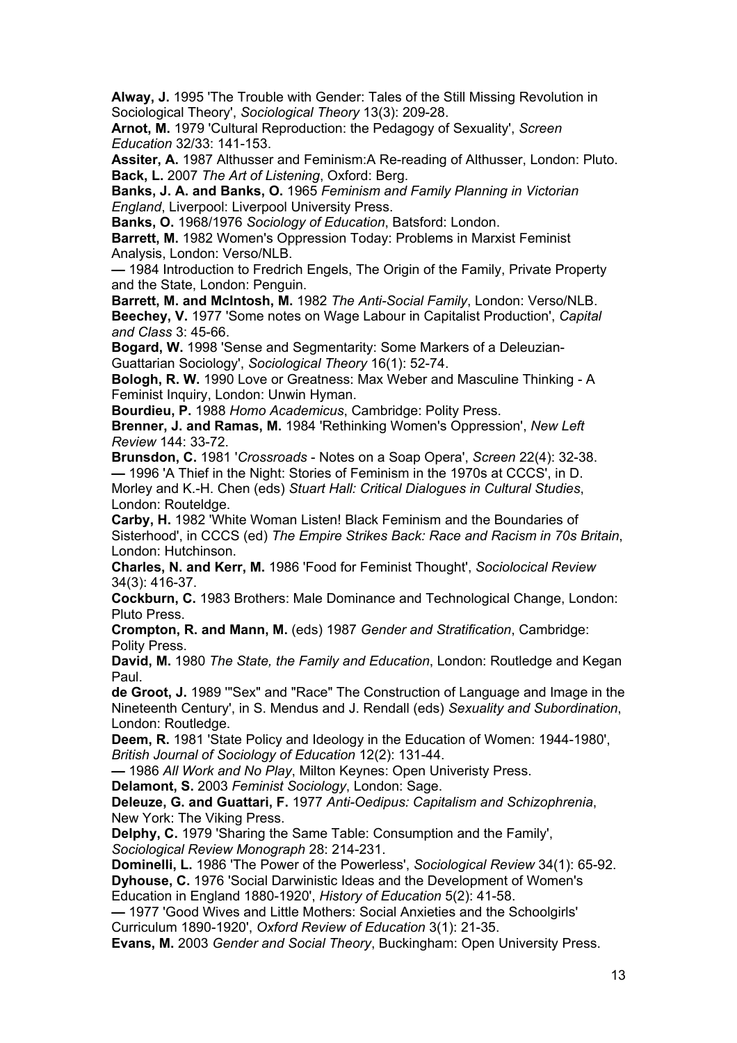**Alway, J.** 1995 'The Trouble with Gender: Tales of the Still Missing Revolution in Sociological Theory', *Sociological Theory* 13(3): 209-28.

**Arnot, M.** 1979 'Cultural Reproduction: the Pedagogy of Sexuality', *Screen Education* 32/33: 141-153.

**Assiter, A.** 1987 Althusser and Feminism:A Re-reading of Althusser, London: Pluto.

**Back, L.** 2007 *The Art of Listening*, Oxford: Berg.

**Banks, J. A. and Banks, O.** 1965 *Feminism and Family Planning in Victorian England*, Liverpool: Liverpool University Press.

**Banks, O.** 1968/1976 *Sociology of Education*, Batsford: London.

**Barrett, M.** 1982 Women's Oppression Today: Problems in Marxist Feminist Analysis, London: Verso/NLB.

**—** 1984 Introduction to Fredrich Engels, The Origin of the Family, Private Property and the State, London: Penguin.

**Barrett, M. and McIntosh, M.** 1982 *The Anti-Social Family*, London: Verso/NLB.

**Beechey, V.** 1977 'Some notes on Wage Labour in Capitalist Production', *Capital and Class* 3: 45-66.

**Bogard, W.** 1998 'Sense and Segmentarity: Some Markers of a Deleuzian-Guattarian Sociology', *Sociological Theory* 16(1): 52-74.

**Bologh, R. W.** 1990 Love or Greatness: Max Weber and Masculine Thinking - A Feminist Inquiry, London: Unwin Hyman.

**Bourdieu, P.** 1988 *Homo Academicus*, Cambridge: Polity Press.

**Brenner, J. and Ramas, M.** 1984 'Rethinking Women's Oppression', *New Left Review* 144: 33-72.

**Brunsdon, C.** 1981 '*Crossroads* - Notes on a Soap Opera', *Screen* 22(4): 32-38.

**—** 1996 'A Thief in the Night: Stories of Feminism in the 1970s at CCCS', in D. Morley and K.-H. Chen (eds) *Stuart Hall: Critical Dialogues in Cultural Studies*, London: Routeldge.

**Carby, H.** 1982 'White Woman Listen! Black Feminism and the Boundaries of Sisterhood', in CCCS (ed) *The Empire Strikes Back: Race and Racism in 70s Britain*, London: Hutchinson.

**Charles, N. and Kerr, M.** 1986 'Food for Feminist Thought', *Sociolocical Review* 34(3): 416-37.

**Cockburn, C.** 1983 Brothers: Male Dominance and Technological Change, London: Pluto Press.

**Crompton, R. and Mann, M.** (eds) 1987 *Gender and Stratification*, Cambridge: Polity Press.

**David, M.** 1980 *The State, the Family and Education*, London: Routledge and Kegan Paul.

**de Groot, J.** 1989 '"Sex" and "Race" The Construction of Language and Image in the Nineteenth Century', in S. Mendus and J. Rendall (eds) *Sexuality and Subordination*, London: Routledge.

**Deem, R.** 1981 'State Policy and Ideology in the Education of Women: 1944-1980', *British Journal of Sociology of Education* 12(2): 131-44.

**—** 1986 *All Work and No Play*, Milton Keynes: Open Univeristy Press.

**Delamont, S.** 2003 *Feminist Sociology*, London: Sage.

**Deleuze, G. and Guattari, F.** 1977 *Anti-Oedipus: Capitalism and Schizophrenia*, New York: The Viking Press.

**Delphy, C.** 1979 'Sharing the Same Table: Consumption and the Family', *Sociological Review Monograph* 28: 214-231.

**Dominelli, L.** 1986 'The Power of the Powerless', *Sociological Review* 34(1): 65-92.

**Dyhouse, C.** 1976 'Social Darwinistic Ideas and the Development of Women's Education in England 1880-1920', *History of Education* 5(2): 41-58.

**—** 1977 'Good Wives and Little Mothers: Social Anxieties and the Schoolgirls' Curriculum 1890-1920', *Oxford Review of Education* 3(1): 21-35.

**Evans, M.** 2003 *Gender and Social Theory*, Buckingham: Open University Press.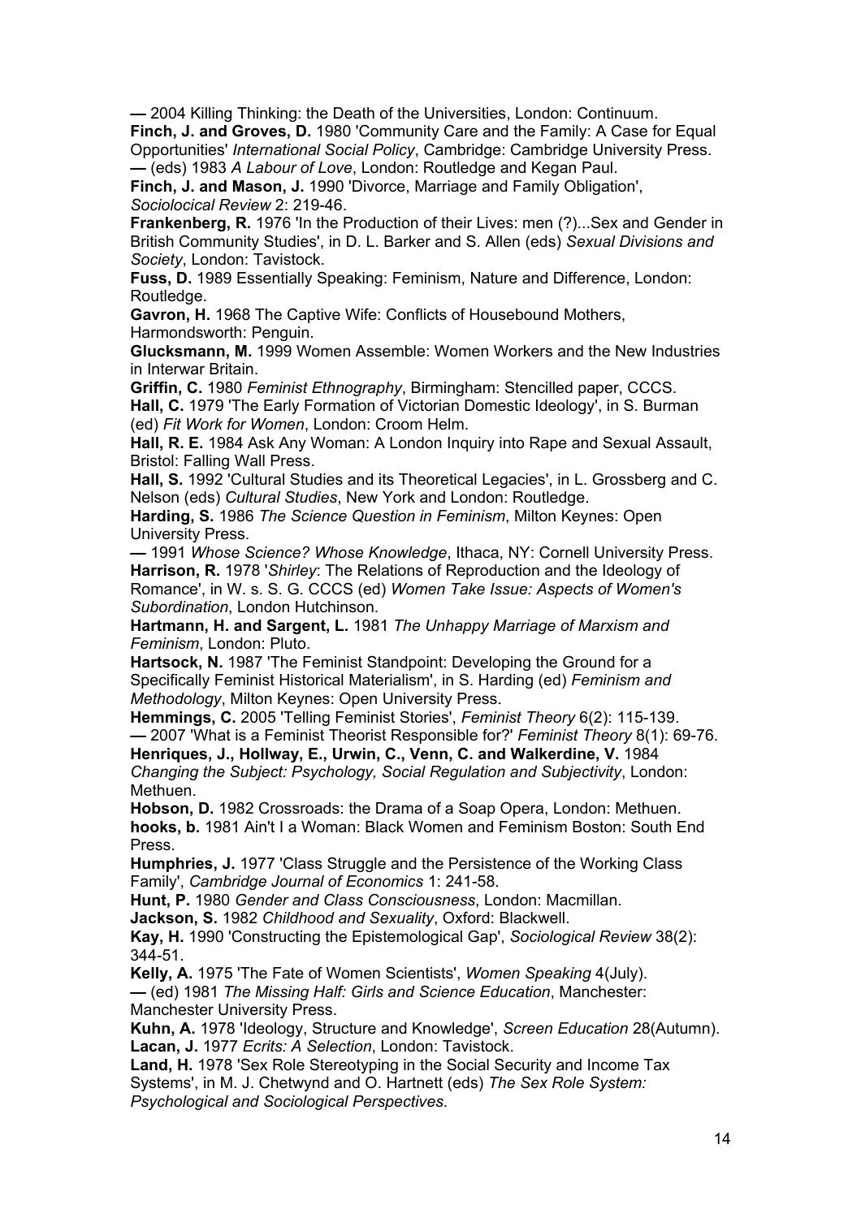**—** 2004 Killing Thinking: the Death of the Universities, London: Continuum.

**Finch, J. and Groves, D.** 1980 'Community Care and the Family: A Case for Equal Opportunities' *International Social Policy*, Cambridge: Cambridge University Press.

**—** (eds) 1983 *A Labour of Love*, London: Routledge and Kegan Paul.

**Finch, J. and Mason, J.** 1990 'Divorce, Marriage and Family Obligation', *Sociolocical Review* 2: 219-46.

**Frankenberg, R.** 1976 'In the Production of their Lives: men (?)...Sex and Gender in British Community Studies', in D. L. Barker and S. Allen (eds) *Sexual Divisions and Society*, London: Tavistock.

**Fuss, D.** 1989 Essentially Speaking: Feminism, Nature and Difference, London: Routledge.

**Gavron, H.** 1968 The Captive Wife: Conflicts of Housebound Mothers, Harmondsworth: Penguin.

**Glucksmann, M.** 1999 Women Assemble: Women Workers and the New Industries in Interwar Britain.

**Griffin, C.** 1980 *Feminist Ethnography*, Birmingham: Stencilled paper, CCCS.

**Hall, C.** 1979 'The Early Formation of Victorian Domestic Ideology', in S. Burman (ed) *Fit Work for Women*, London: Croom Helm.

**Hall, R. E.** 1984 Ask Any Woman: A London Inquiry into Rape and Sexual Assault, Bristol: Falling Wall Press.

**Hall, S.** 1992 'Cultural Studies and its Theoretical Legacies', in L. Grossberg and C. Nelson (eds) *Cultural Studies*, New York and London: Routledge.

**Harding, S.** 1986 *The Science Question in Feminism*, Milton Keynes: Open University Press.

**—** 1991 *Whose Science? Whose Knowledge*, Ithaca, NY: Cornell University Press.

**Harrison, R.** 1978 '*Shirley*: The Relations of Reproduction and the Ideology of Romance', in W. s. S. G. CCCS (ed) *Women Take Issue: Aspects of Women's Subordination*, London Hutchinson.

**Hartmann, H. and Sargent, L.** 1981 *The Unhappy Marriage of Marxism and Feminism*, London: Pluto.

**Hartsock, N.** 1987 'The Feminist Standpoint: Developing the Ground for a Specifically Feminist Historical Materialism', in S. Harding (ed) *Feminism and Methodology*, Milton Keynes: Open University Press.

**Hemmings, C.** 2005 'Telling Feminist Stories', *Feminist Theory* 6(2): 115-139.

**—** 2007 'What is a Feminist Theorist Responsible for?' *Feminist Theory* 8(1): 69-76.

**Henriques, J., Hollway, E., Urwin, C., Venn, C. and Walkerdine, V.** 1984 *Changing the Subject: Psychology, Social Regulation and Subjectivity*, London: Methuen.

**Hobson, D.** 1982 Crossroads: the Drama of a Soap Opera, London: Methuen.

**hooks, b.** 1981 Ain't I a Woman: Black Women and Feminism Boston: South End Press.

**Humphries, J.** 1977 'Class Struggle and the Persistence of the Working Class Family', *Cambridge Journal of Economics* 1: 241-58.

**Hunt, P.** 1980 *Gender and Class Consciousness*, London: Macmillan.

**Jackson, S.** 1982 *Childhood and Sexuality*, Oxford: Blackwell.

**Kay, H.** 1990 'Constructing the Epistemological Gap', *Sociological Review* 38(2): 344-51.

**Kelly, A.** 1975 'The Fate of Women Scientists', *Women Speaking* 4(July).

**—** (ed) 1981 *The Missing Half: Girls and Science Education*, Manchester: Manchester University Press.

**Kuhn, A.** 1978 'Ideology, Structure and Knowledge', *Screen Education* 28(Autumn).

**Lacan, J.** 1977 *Ecrits: A Selection*, London: Tavistock.

**Land, H.** 1978 'Sex Role Stereotyping in the Social Security and Income Tax Systems', in M. J. Chetwynd and O. Hartnett (eds) *The Sex Role System: Psychological and Sociological Perspectives*.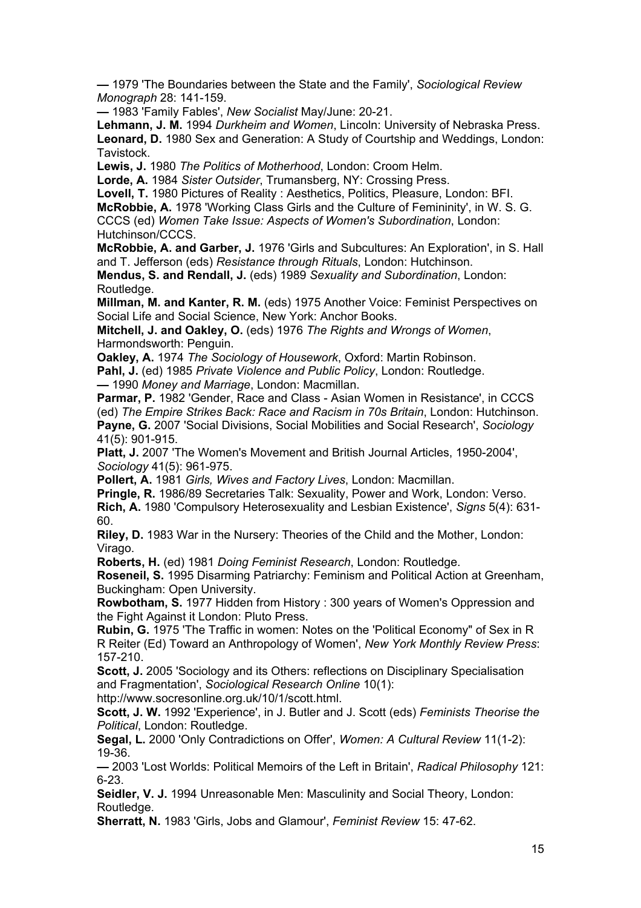**—** 1979 'The Boundaries between the State and the Family', *Sociological Review Monograph* 28: 141-159.

**—** 1983 'Family Fables', *New Socialist* May/June: 20-21.

**Lehmann, J. M.** 1994 *Durkheim and Women*, Lincoln: University of Nebraska Press.

**Leonard, D.** 1980 Sex and Generation: A Study of Courtship and Weddings, London: Tavistock.

**Lewis, J.** 1980 *The Politics of Motherhood*, London: Croom Helm.

**Lorde, A.** 1984 *Sister Outsider*, Trumansberg, NY: Crossing Press.

**Lovell, T.** 1980 Pictures of Reality : Aesthetics, Politics, Pleasure, London: BFI.

**McRobbie, A.** 1978 'Working Class Girls and the Culture of Femininity', in W. S. G. CCCS (ed) *Women Take Issue: Aspects of Women's Subordination*, London: Hutchinson/CCCS.

**McRobbie, A. and Garber, J.** 1976 'Girls and Subcultures: An Exploration', in S. Hall and T. Jefferson (eds) *Resistance through Rituals*, London: Hutchinson.

**Mendus, S. and Rendall, J.** (eds) 1989 *Sexuality and Subordination*, London: Routledge.

**Millman, M. and Kanter, R. M.** (eds) 1975 Another Voice: Feminist Perspectives on Social Life and Social Science, New York: Anchor Books.

**Mitchell, J. and Oakley, O.** (eds) 1976 *The Rights and Wrongs of Women*, Harmondsworth: Penguin.

**Oakley, A.** 1974 *The Sociology of Housework*, Oxford: Martin Robinson.

**Pahl, J.** (ed) 1985 *Private Violence and Public Policy*, London: Routledge.

**—** 1990 *Money and Marriage*, London: Macmillan.

**Parmar, P.** 1982 'Gender, Race and Class - Asian Women in Resistance', in CCCS (ed) *The Empire Strikes Back: Race and Racism in 70s Britain*, London: Hutchinson.

**Payne, G.** 2007 'Social Divisions, Social Mobilities and Social Research', *Sociology* 41(5): 901-915.

**Platt, J.** 2007 'The Women's Movement and British Journal Articles, 1950-2004', *Sociology* 41(5): 961-975.

**Pollert, A.** 1981 *Girls, Wives and Factory Lives*, London: Macmillan.

**Pringle, R.** 1986/89 Secretaries Talk: Sexuality, Power and Work, London: Verso.

**Rich, A.** 1980 'Compulsory Heterosexuality and Lesbian Existence', *Signs* 5(4): 631-60.

**Riley, D.** 1983 War in the Nursery: Theories of the Child and the Mother, London: Virago.

**Roberts, H.** (ed) 1981 *Doing Feminist Research*, London: Routledge.

**Roseneil, S.** 1995 Disarming Patriarchy: Feminism and Political Action at Greenham, Buckingham: Open University.

**Rowbotham, S.** 1977 Hidden from History : 300 years of Women's Oppression and the Fight Against it London: Pluto Press.

**Rubin, G.** 1975 'The Traffic in women: Notes on the 'Political Economy" of Sex in R R Reiter (Ed) Toward an Anthropology of Women', *New York Monthly Review Press*: 157-210.

**Scott, J.** 2005 'Sociology and its Others: reflections on Disciplinary Specialisation and Fragmentation', *Sociological Research Online* 10(1): http://www.socresonline.org.uk/10/1/scott.html.

**Scott, J. W.** 1992 'Experience', in J. Butler and J. Scott (eds) *Feminists Theorise the Political*, London: Routledge.

**Segal, L.** 2000 'Only Contradictions on Offer', *Women: A Cultural Review* 11(1-2): 19-36.

**—** 2003 'Lost Worlds: Political Memoirs of the Left in Britain', *Radical Philosophy* 121: 6-23.

**Seidler, V. J.** 1994 Unreasonable Men: Masculinity and Social Theory, London: Routledge.

**Sherratt, N.** 1983 'Girls, Jobs and Glamour', *Feminist Review* 15: 47-62.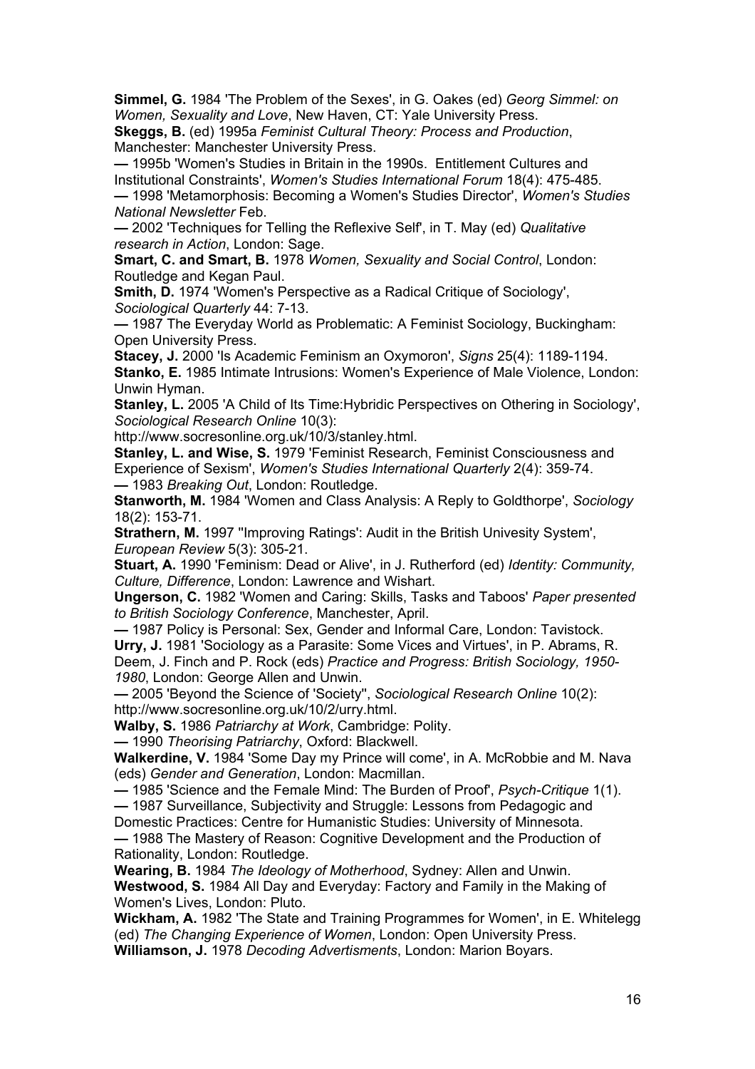**Simmel, G.** 1984 'The Problem of the Sexes', in G. Oakes (ed) *Georg Simmel: on Women, Sexuality and Love*, New Haven, CT: Yale University Press.

**Skeggs, B.** (ed) 1995a *Feminist Cultural Theory: Process and Production*, Manchester: Manchester University Press.

**—** 1995b 'Women's Studies in Britain in the 1990s. Entitlement Cultures and Institutional Constraints', *Women's Studies International Forum* 18(4): 475-485.

**—** 1998 'Metamorphosis: Becoming a Women's Studies Director', *Women's Studies National Newsletter* Feb.

**—** 2002 'Techniques for Telling the Reflexive Self', in T. May (ed) *Qualitative research in Action*, London: Sage.

**Smart, C. and Smart, B.** 1978 *Women, Sexuality and Social Control*, London: Routledge and Kegan Paul.

**Smith, D.** 1974 'Women's Perspective as a Radical Critique of Sociology', *Sociological Quarterly* 44: 7-13.

**—** 1987 The Everyday World as Problematic: A Feminist Sociology, Buckingham: Open University Press.

**Stacey, J.** 2000 'Is Academic Feminism an Oxymoron', *Signs* 25(4): 1189-1194.

**Stanko, E.** 1985 Intimate Intrusions: Women's Experience of Male Violence, London: Unwin Hyman.

**Stanley, L.** 2005 'A Child of Its Time:Hybridic Perspectives on Othering in Sociology', *Sociological Research Online* 10(3): http://www.socresonline.org.uk/10/3/stanley.html.

**Stanley, L. and Wise, S.** 1979 'Feminist Research, Feminist Consciousness and Experience of Sexism', *Women's Studies International Quarterly* 2(4): 359-74.

**—** 1983 *Breaking Out*, London: Routledge.

**Stanworth, M.** 1984 'Women and Class Analysis: A Reply to Goldthorpe', *Sociology* 18(2): 153-71.

**Strathern, M.** 1997 ''Improving Ratings': Audit in the British Univesity System', *European Review* 5(3): 305-21.

**Stuart, A.** 1990 'Feminism: Dead or Alive', in J. Rutherford (ed) *Identity: Community, Culture, Difference*, London: Lawrence and Wishart.

**Ungerson, C.** 1982 'Women and Caring: Skills, Tasks and Taboos' *Paper presented to British Sociology Conference*, Manchester, April.

**—** 1987 Policy is Personal: Sex, Gender and Informal Care, London: Tavistock.

**Urry, J.** 1981 'Sociology as a Parasite: Some Vices and Virtues', in P. Abrams, R. Deem, J. Finch and P. Rock (eds) *Practice and Progress: British Sociology, 1950-1980*, London: George Allen and Unwin.

**—** 2005 'Beyond the Science of 'Society'', *Sociological Research Online* 10(2): http://www.socresonline.org.uk/10/2/urry.html.

**Walby, S.** 1986 *Patriarchy at Work*, Cambridge: Polity.

**—** 1990 *Theorising Patriarchy*, Oxford: Blackwell.

**Walkerdine, V.** 1984 'Some Day my Prince will come', in A. McRobbie and M. Nava (eds) *Gender and Generation*, London: Macmillan.

**—** 1985 'Science and the Female Mind: The Burden of Proof', *Psych-Critique* 1(1).

**—** 1987 Surveillance, Subjectivity and Struggle: Lessons from Pedagogic and Domestic Practices: Centre for Humanistic Studies: University of Minnesota.

**—** 1988 The Mastery of Reason: Cognitive Development and the Production of Rationality, London: Routledge.

**Wearing, B.** 1984 *The Ideology of Motherhood*, Sydney: Allen and Unwin.

**Westwood, S.** 1984 All Day and Everyday: Factory and Family in the Making of Women's Lives, London: Pluto.

**Wickham, A.** 1982 'The State and Training Programmes for Women', in E. Whitelegg (ed) *The Changing Experience of Women*, London: Open University Press.

**Williamson, J.** 1978 *Decoding Advertisments*, London: Marion Boyars.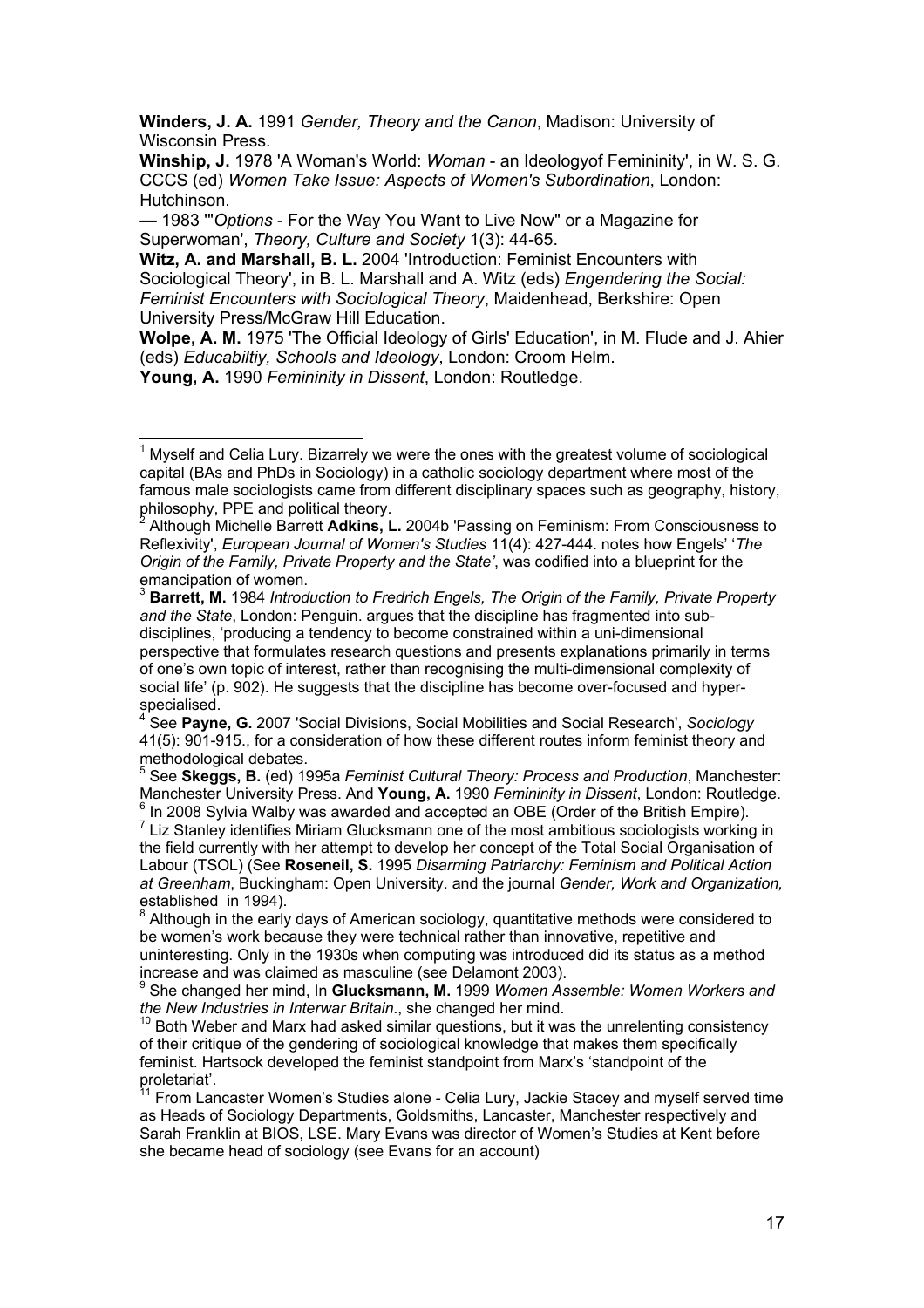**Winders, J. A.** 1991 *Gender, Theory and the Canon*, Madison: University of Wisconsin Press.

**Winship, J.** 1978 'A Woman's World: *Woman* - an Ideologyof Femininity', in W. S. G. CCCS (ed) *Women Take Issue: Aspects of Women's Subordination*, London: Hutchinson.

**—** 1983 '"*Options* - For the Way You Want to Live Now" or a Magazine for Superwoman', *Theory, Culture and Society* 1(3): 44-65.

**Witz, A. and Marshall, B. L.** 2004 'Introduction: Feminist Encounters with Sociological Theory', in B. L. Marshall and A. Witz (eds) *Engendering the Social: Feminist Encounters with Sociological Theory*, Maidenhead, Berkshire: Open University Press/McGraw Hill Education.

**Wolpe, A. M.** 1975 'The Official Ideology of Girls' Education', in M. Flude and J. Ahier (eds) *Educabiltiy, Schools and Ideology*, London: Croom Helm.

**Young, A.** 1990 *Femininity in Dissent*, London: Routledge.

---

[1] Myself and Celia Lury. Bizarrely we were the ones with the greatest volume of sociological capital (BAs and PhDs in Sociology) in a catholic sociology department where most of the famous male sociologists came from different disciplinary spaces such as geography, history, philosophy, PPE and political theory.

[2] Although Michelle Barrett **Adkins, L.** 2004b 'Passing on Feminism: From Consciousness to Reflexivity', *European Journal of Women's Studies* 11(4): 427-444. notes how Engels' '*The Origin of the Family, Private Property and the State'*, was codified into a blueprint for the emancipation of women.

[3] **Barrett, M.** 1984 *Introduction to Fredrich Engels, The Origin of the Family, Private Property and the State*, London: Penguin. argues that the discipline has fragmented into sub-disciplines, 'producing a tendency to become constrained within a uni-dimensional perspective that formulates research questions and presents explanations primarily in terms of one's own topic of interest, rather than recognising the multi-dimensional complexity of social life' (p. 902). He suggests that the discipline has become over-focused and hyper-specialised.

[4] See **Payne, G.** 2007 'Social Divisions, Social Mobilities and Social Research', *Sociology* 41(5): 901-915., for a consideration of how these different routes inform feminist theory and methodological debates.

[5] See **Skeggs, B.** (ed) 1995a *Feminist Cultural Theory: Process and Production*, Manchester: Manchester University Press. And **Young, A.** 1990 *Femininity in Dissent*, London: Routledge.

[6] In 2008 Sylvia Walby was awarded and accepted an OBE (Order of the British Empire).

[7] Liz Stanley identifies Miriam Glucksmann one of the most ambitious sociologists working in the field currently with her attempt to develop her concept of the Total Social Organisation of Labour (TSOL) (See **Roseneil, S.** 1995 *Disarming Patriarchy: Feminism and Political Action at Greenham*, Buckingham: Open University. and the journal *Gender, Work and Organization,* established in 1994).

[8] Although in the early days of American sociology, quantitative methods were considered to be women's work because they were technical rather than innovative, repetitive and uninteresting. Only in the 1930s when computing was introduced did its status as a method increase and was claimed as masculine (see Delamont 2003).

[9] She changed her mind, In **Glucksmann, M.** 1999 *Women Assemble: Women Workers and the New Industries in Interwar Britain*., she changed her mind.

[10] Both Weber and Marx had asked similar questions, but it was the unrelenting consistency of their critique of the gendering of sociological knowledge that makes them specifically feminist. Hartsock developed the feminist standpoint from Marx's 'standpoint of the proletariat'.

[11] From Lancaster Women's Studies alone - Celia Lury, Jackie Stacey and myself served time as Heads of Sociology Departments, Goldsmiths, Lancaster, Manchester respectively and Sarah Franklin at BIOS, LSE. Mary Evans was director of Women's Studies at Kent before she became head of sociology (see Evans for an account)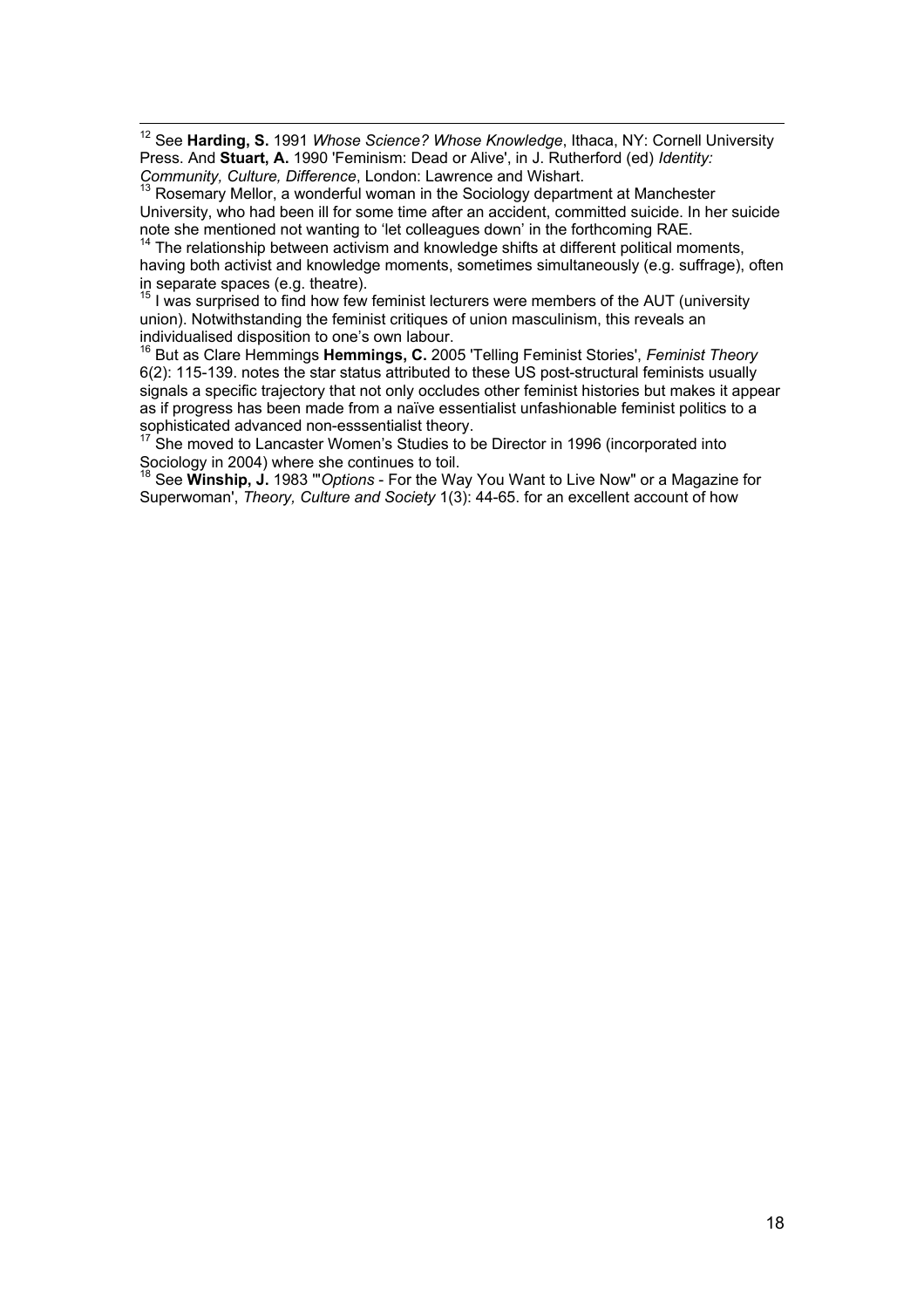[12] See **Harding, S.** 1991 *Whose Science? Whose Knowledge*, Ithaca, NY: Cornell University Press. And **Stuart, A.** 1990 'Feminism: Dead or Alive', in J. Rutherford (ed) *Identity: Community, Culture, Difference*, London: Lawrence and Wishart.

[13] Rosemary Mellor, a wonderful woman in the Sociology department at Manchester University, who had been ill for some time after an accident, committed suicide. In her suicide note she mentioned not wanting to 'let colleagues down' in the forthcoming RAE.

[14] The relationship between activism and knowledge shifts at different political moments, having both activist and knowledge moments, sometimes simultaneously (e.g. suffrage), often in separate spaces (e.g. theatre).

[15] I was surprised to find how few feminist lecturers were members of the AUT (university union). Notwithstanding the feminist critiques of union masculinism, this reveals an individualised disposition to one's own labour.

[16] But as Clare Hemmings **Hemmings, C.** 2005 'Telling Feminist Stories', *Feminist Theory* 6(2): 115-139. notes the star status attributed to these US post-structural feminists usually signals a specific trajectory that not only occludes other feminist histories but makes it appear as if progress has been made from a naïve essentialist unfashionable feminist politics to a sophisticated advanced non-esssentialist theory.

[17] She moved to Lancaster Women's Studies to be Director in 1996 (incorporated into Sociology in 2004) where she continues to toil.

[18] See **Winship, J.** 1983 '"*Options* - For the Way You Want to Live Now" or a Magazine for Superwoman', *Theory, Culture and Society* 1(3): 44-65. for an excellent account of how